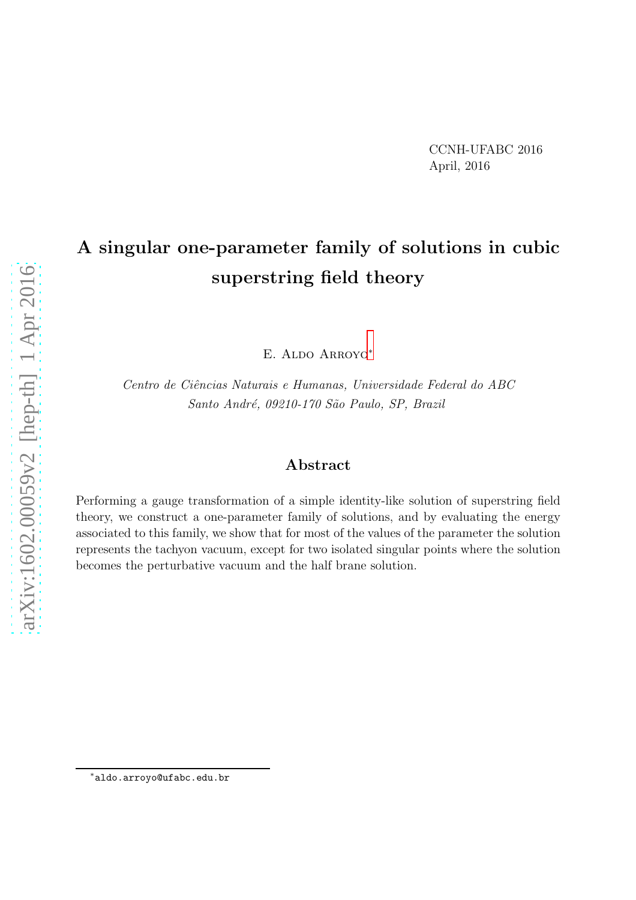CCNH-UFABC 2016
April, 2016

# A singular one-parameter family of solutions in cubic superstring field theory

E. Aldo Arroyo[*]

*Centro de Ciências Naturais e Humanas, Universidade Federal do ABC*
*Santo André, 09210-170 São Paulo, SP, Brazil*

## Abstract

Performing a gauge transformation of a simple identity-like solution of superstring field theory, we construct a one-parameter family of solutions, and by evaluating the energy associated to this family, we show that for most of the values of the parameter the solution represents the tachyon vacuum, except for two isolated singular points where the solution becomes the perturbative vacuum and the half brane solution.

[*] aldo.arroyo@ufabc.edu.br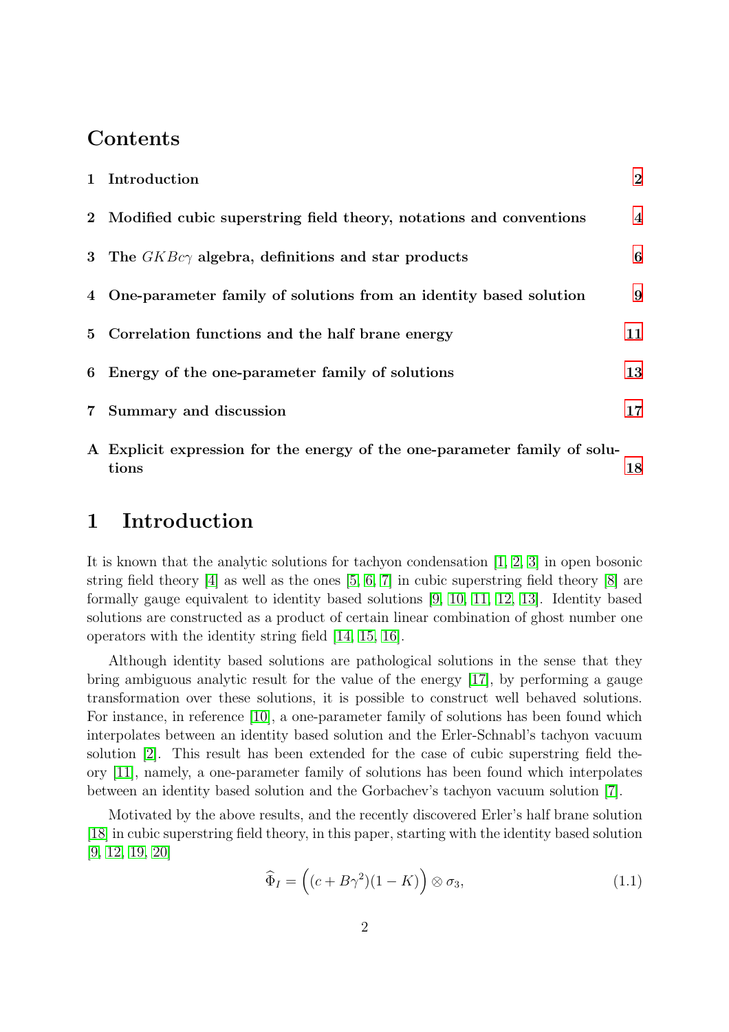# Contents

1 Introduction 2

2 Modified cubic superstring field theory, notations and conventions 4

3 The $GKBc\gamma$ algebra, definitions and star products 6

4 One-parameter family of solutions from an identity based solution 9

5 Correlation functions and the half brane energy 11

6 Energy of the one-parameter family of solutions 13

7 Summary and discussion 17

A Explicit expression for the energy of the one-parameter family of solutions 18

# 1 Introduction

It is known that the analytic solutions for tachyon condensation [1, 2, 3] in open bosonic string field theory [4] as well as the ones [5, 6, 7] in cubic superstring field theory [8] are formally gauge equivalent to identity based solutions [9, 10, 11, 12, 13]. Identity based solutions are constructed as a product of certain linear combination of ghost number one operators with the identity string field [14, 15, 16].

Although identity based solutions are pathological solutions in the sense that they bring ambiguous analytic result for the value of the energy [17], by performing a gauge transformation over these solutions, it is possible to construct well behaved solutions. For instance, in reference [10], a one-parameter family of solutions has been found which interpolates between an identity based solution and the Erler-Schnabl's tachyon vacuum solution [2]. This result has been extended for the case of cubic superstring field theory [11], namely, a one-parameter family of solutions has been found which interpolates between an identity based solution and the Gorbachev's tachyon vacuum solution [7].

Motivated by the above results, and the recently discovered Erler's half brane solution [18] in cubic superstring field theory, in this paper, starting with the identity based solution [9, 12, 19, 20]

$$\widehat{\Phi}_I = \Big((c + B\gamma^2)(1 - K)\Big) \otimes \sigma_3, \tag{1.1}$$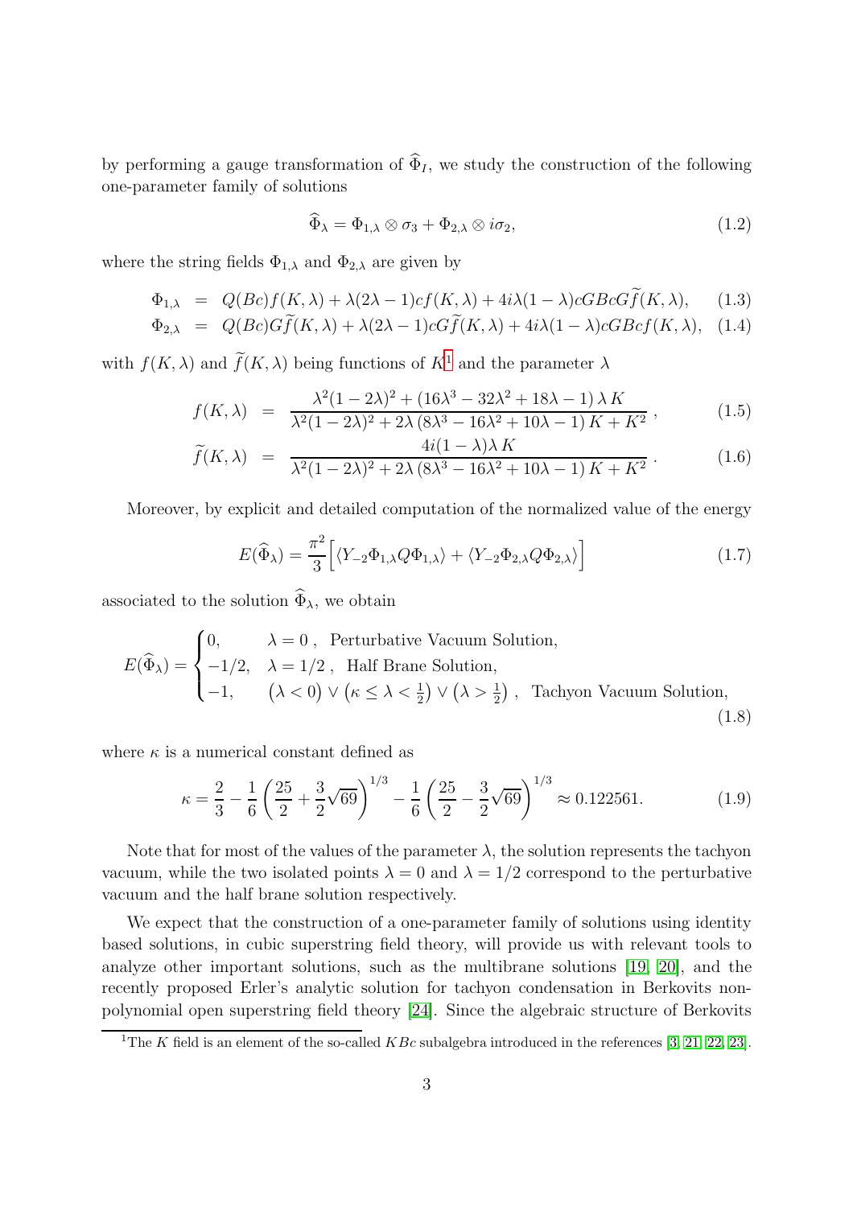by performing a gauge transformation of $\widehat{\Phi}_I$, we study the construction of the following one-parameter family of solutions

$$\widehat{\Phi}_\lambda = \Phi_{1,\lambda} \otimes \sigma_3 + \Phi_{2,\lambda} \otimes i\sigma_2, \tag{1.2}$$

where the string fields $\Phi_{1,\lambda}$ and $\Phi_{2,\lambda}$ are given by

$$\begin{aligned}
\Phi_{1,\lambda} &= Q(Bc)f(K,\lambda) + \lambda(2\lambda-1)cf(K,\lambda) + 4i\lambda(1-\lambda)cGBcG\widetilde{f}(K,\lambda), && (1.3)\\
\Phi_{2,\lambda} &= Q(Bc)G\widetilde{f}(K,\lambda) + \lambda(2\lambda-1)cG\widetilde{f}(K,\lambda) + 4i\lambda(1-\lambda)cGBcf(K,\lambda), && (1.4)
\end{aligned}$$

with $f(K,\lambda)$ and $\widetilde{f}(K,\lambda)$ being functions of $K$[1] and the parameter $\lambda$

$$\begin{aligned}
f(K,\lambda) &= \frac{\lambda^2(1-2\lambda)^2 + (16\lambda^3 - 32\lambda^2 + 18\lambda - 1)\,\lambda\, K}{\lambda^2(1-2\lambda)^2 + 2\lambda\,(8\lambda^3 - 16\lambda^2 + 10\lambda - 1)\, K + K^2}\,, && (1.5)\\
\widetilde{f}(K,\lambda) &= \frac{4i(1-\lambda)\lambda\, K}{\lambda^2(1-2\lambda)^2 + 2\lambda\,(8\lambda^3 - 16\lambda^2 + 10\lambda - 1)\, K + K^2}\,. && (1.6)
\end{aligned}$$

Moreover, by explicit and detailed computation of the normalized value of the energy

$$E(\widehat{\Phi}_\lambda) = \frac{\pi^2}{3}\Big[\langle Y_{-2}\Phi_{1,\lambda}Q\Phi_{1,\lambda}\rangle + \langle Y_{-2}\Phi_{2,\lambda}Q\Phi_{2,\lambda}\rangle\Big] \tag{1.7}$$

associated to the solution $\widehat{\Phi}_\lambda$, we obtain

$$E(\widehat{\Phi}_\lambda) = \begin{cases} 0, & \lambda = 0\,, \ \text{Perturbative Vacuum Solution,} \\ -1/2, & \lambda = 1/2\,, \ \text{Half Brane Solution,} \\ -1, & (\lambda < 0) \vee \left(\kappa \leq \lambda < \frac{1}{2}\right) \vee \left(\lambda > \frac{1}{2}\right)\,, \ \text{Tachyon Vacuum Solution,} \end{cases} \tag{1.8}$$

where $\kappa$ is a numerical constant defined as

$$\kappa = \frac{2}{3} - \frac{1}{6}\left(\frac{25}{2} + \frac{3}{2}\sqrt{69}\right)^{1/3} - \frac{1}{6}\left(\frac{25}{2} - \frac{3}{2}\sqrt{69}\right)^{1/3} \approx 0.122561. \tag{1.9}$$

Note that for most of the values of the parameter $\lambda$, the solution represents the tachyon vacuum, while the two isolated points $\lambda = 0$ and $\lambda = 1/2$ correspond to the perturbative vacuum and the half brane solution respectively.

We expect that the construction of a one-parameter family of solutions using identity based solutions, in cubic superstring field theory, will provide us with relevant tools to analyze other important solutions, such as the multibrane solutions [19, 20], and the recently proposed Erler's analytic solution for tachyon condensation in Berkovits non-polynomial open superstring field theory [24]. Since the algebraic structure of Berkovits

[1] The $K$ field is an element of the so-called $KBc$ subalgebra introduced in the references [3, 21, 22, 23].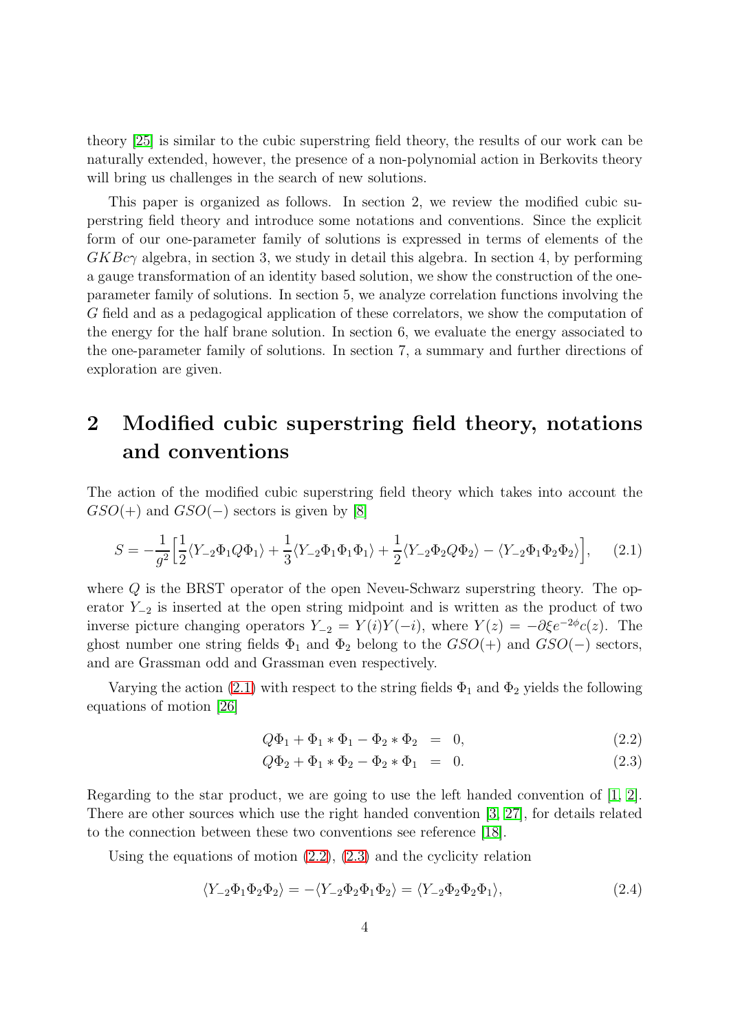theory [25] is similar to the cubic superstring field theory, the results of our work can be naturally extended, however, the presence of a non-polynomial action in Berkovits theory will bring us challenges in the search of new solutions.

This paper is organized as follows. In section 2, we review the modified cubic superstring field theory and introduce some notations and conventions. Since the explicit form of our one-parameter family of solutions is expressed in terms of elements of the $GKBc\gamma$ algebra, in section 3, we study in detail this algebra. In section 4, by performing a gauge transformation of an identity based solution, we show the construction of the one-parameter family of solutions. In section 5, we analyze correlation functions involving the $G$ field and as a pedagogical application of these correlators, we show the computation of the energy for the half brane solution. In section 6, we evaluate the energy associated to the one-parameter family of solutions. In section 7, a summary and further directions of exploration are given.

## 2 Modified cubic superstring field theory, notations and conventions

The action of the modified cubic superstring field theory which takes into account the $GSO(+)$ and $GSO(-)$ sectors is given by [8]

$$S = -\frac{1}{g^2}\Big[\frac{1}{2}\langle Y_{-2}\Phi_1 Q\Phi_1\rangle + \frac{1}{3}\langle Y_{-2}\Phi_1\Phi_1\Phi_1\rangle + \frac{1}{2}\langle Y_{-2}\Phi_2 Q\Phi_2\rangle - \langle Y_{-2}\Phi_1\Phi_2\Phi_2\rangle\Big], \tag{2.1}$$

where $Q$ is the BRST operator of the open Neveu-Schwarz superstring theory. The operator $Y_{-2}$ is inserted at the open string midpoint and is written as the product of two inverse picture changing operators $Y_{-2} = Y(i)Y(-i)$, where $Y(z) = -\partial\xi e^{-2\phi}c(z)$. The ghost number one string fields $\Phi_1$ and $\Phi_2$ belong to the $GSO(+)$ and $GSO(-)$ sectors, and are Grassman odd and Grassman even respectively.

Varying the action (2.1) with respect to the string fields $\Phi_1$ and $\Phi_2$ yields the following equations of motion [26]

$$Q\Phi_1 + \Phi_1 * \Phi_1 - \Phi_2 * \Phi_2 = 0, \tag{2.2}$$

$$Q\Phi_2 + \Phi_1 * \Phi_2 - \Phi_2 * \Phi_1 = 0. \tag{2.3}$$

Regarding to the star product, we are going to use the left handed convention of [1, 2]. There are other sources which use the right handed convention [3, 27], for details related to the connection between these two conventions see reference [18].

Using the equations of motion (2.2), (2.3) and the cyclicity relation

$$\langle Y_{-2}\Phi_1\Phi_2\Phi_2\rangle = -\langle Y_{-2}\Phi_2\Phi_1\Phi_2\rangle = \langle Y_{-2}\Phi_2\Phi_2\Phi_1\rangle, \tag{2.4}$$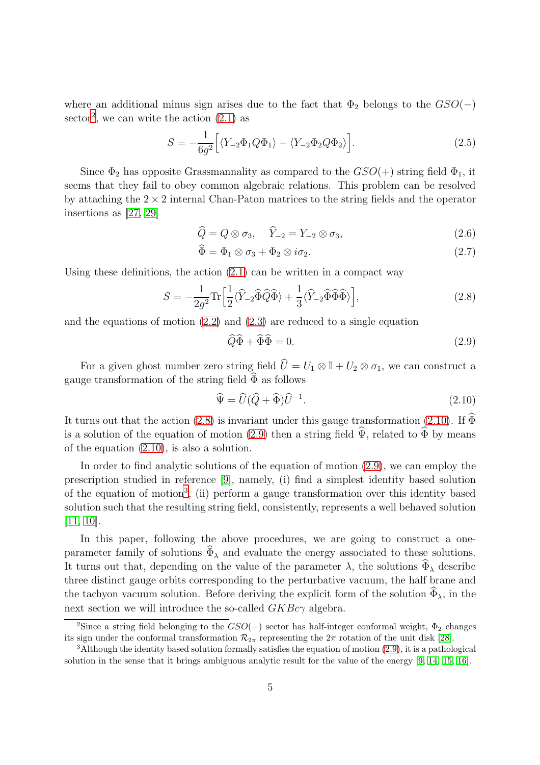where an additional minus sign arises due to the fact that $\Phi_2$ belongs to the $GSO(-)$ sector[2], we can write the action (2.1) as

$$S = -\frac{1}{6g^2}\Big[\langle Y_{-2}\Phi_1 Q\Phi_1\rangle + \langle Y_{-2}\Phi_2 Q\Phi_2\rangle\Big]. \tag{2.5}$$

Since $\Phi_2$ has opposite Grassmannality as compared to the $GSO(+)$ string field $\Phi_1$, it seems that they fail to obey common algebraic relations. This problem can be resolved by attaching the $2\times 2$ internal Chan-Paton matrices to the string fields and the operator insertions as [27, 29]

$$\widehat{Q} = Q\otimes\sigma_3, \quad \widehat{Y}_{-2} = Y_{-2}\otimes\sigma_3, \tag{2.6}$$

$$\widehat{\Phi} = \Phi_1\otimes\sigma_3 + \Phi_2\otimes i\sigma_2. \tag{2.7}$$

Using these definitions, the action (2.1) can be written in a compact way

$$S = -\frac{1}{2g^2}\mathrm{Tr}\Big[\frac{1}{2}\langle\widehat{Y}_{-2}\widehat{\Phi}\widehat{Q}\widehat{\Phi}\rangle + \frac{1}{3}\langle\widehat{Y}_{-2}\widehat{\Phi}\widehat{\Phi}\widehat{\Phi}\rangle\Big], \tag{2.8}$$

and the equations of motion (2.2) and (2.3) are reduced to a single equation

$$\widehat{Q}\widehat{\Phi} + \widehat{\Phi}\widehat{\Phi} = 0. \tag{2.9}$$

For a given ghost number zero string field $\widehat{U} = U_1\otimes\mathbb{I} + U_2\otimes\sigma_1$, we can construct a gauge transformation of the string field $\widehat{\Phi}$ as follows

$$\widehat{\Psi} = \widehat{U}(\widehat{Q} + \widehat{\Phi})\widehat{U}^{-1}. \tag{2.10}$$

It turns out that the action (2.8) is invariant under this gauge transformation (2.10). If $\widehat{\Phi}$ is a solution of the equation of motion (2.9) then a string field $\widehat{\Psi}$, related to $\widehat{\Phi}$ by means of the equation (2.10), is also a solution.

In order to find analytic solutions of the equation of motion (2.9), we can employ the prescription studied in reference [9], namely, (i) find a simplest identity based solution of the equation of motion[3], (ii) perform a gauge transformation over this identity based solution such that the resulting string field, consistently, represents a well behaved solution [11, 10].

In this paper, following the above procedures, we are going to construct a one-parameter family of solutions $\widehat{\Phi}_\lambda$ and evaluate the energy associated to these solutions. It turns out that, depending on the value of the parameter $\lambda$, the solutions $\widehat{\Phi}_\lambda$ describe three distinct gauge orbits corresponding to the perturbative vacuum, the half brane and the tachyon vacuum solution. Before deriving the explicit form of the solution $\widehat{\Phi}_\lambda$, in the next section we will introduce the so-called $GKBc\gamma$ algebra.

---

[2] Since a string field belonging to the $GSO(-)$ sector has half-integer conformal weight, $\Phi_2$ changes its sign under the conformal transformation $\mathcal{R}_{2\pi}$ representing the $2\pi$ rotation of the unit disk [28].

[3] Although the identity based solution formally satisfies the equation of motion (2.9), it is a pathological solution in the sense that it brings ambiguous analytic result for the value of the energy [9, 14, 15, 16].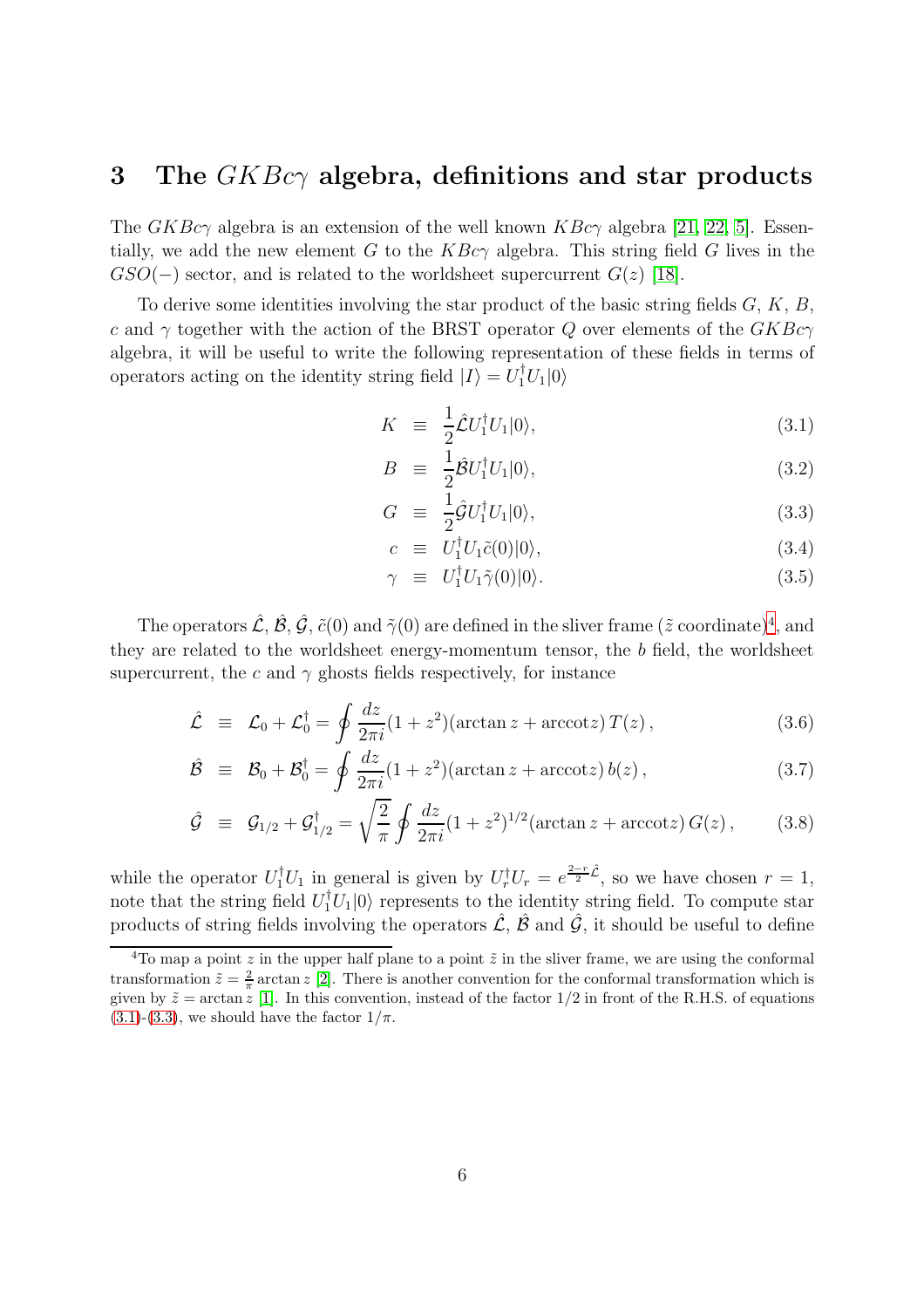# 3 The $GKBc\gamma$ algebra, definitions and star products

The $GKBc\gamma$ algebra is an extension of the well known $KBc\gamma$ algebra [21, 22, 5]. Essentially, we add the new element $G$ to the $KBc\gamma$ algebra. This string field $G$ lives in the $GSO(-)$ sector, and is related to the worldsheet supercurrent $G(z)$ [18].

To derive some identities involving the star product of the basic string fields $G$, $K$, $B$, $c$ and $\gamma$ together with the action of the BRST operator $Q$ over elements of the $GKBc\gamma$ algebra, it will be useful to write the following representation of these fields in terms of operators acting on the identity string field $|I\rangle = U_1^\dagger U_1|0\rangle$

$$
\begin{aligned}
K &\equiv \frac{1}{2}\hat{\mathcal{L}}U_1^\dagger U_1|0\rangle, &(3.1)\\
B &\equiv \frac{1}{2}\hat{\mathcal{B}}U_1^\dagger U_1|0\rangle, &(3.2)\\
G &\equiv \frac{1}{2}\hat{\mathcal{G}}U_1^\dagger U_1|0\rangle, &(3.3)\\
c &\equiv U_1^\dagger U_1\tilde{c}(0)|0\rangle, &(3.4)\\
\gamma &\equiv U_1^\dagger U_1\tilde{\gamma}(0)|0\rangle. &(3.5)
\end{aligned}
$$

The operators $\hat{\mathcal{L}}$, $\hat{\mathcal{B}}$, $\hat{\mathcal{G}}$, $\tilde{c}(0)$ and $\tilde{\gamma}(0)$ are defined in the sliver frame ($\tilde{z}$ coordinate)[4], and they are related to the worldsheet energy-momentum tensor, the $b$ field, the worldsheet supercurrent, the $c$ and $\gamma$ ghosts fields respectively, for instance

$$
\hat{\mathcal{L}} \equiv \mathcal{L}_0 + \mathcal{L}_0^\dagger = \oint \frac{dz}{2\pi i}(1+z^2)(\arctan z + \text{arccot} z)\, T(z)\,, \tag{3.6}
$$

$$
\hat{\mathcal{B}} \equiv \mathcal{B}_0 + \mathcal{B}_0^\dagger = \oint \frac{dz}{2\pi i}(1+z^2)(\arctan z + \text{arccot} z)\, b(z)\,, \tag{3.7}
$$

$$
\hat{\mathcal{G}} \equiv \mathcal{G}_{1/2} + \mathcal{G}_{1/2}^\dagger = \sqrt{\frac{2}{\pi}}\oint \frac{dz}{2\pi i}(1+z^2)^{1/2}(\arctan z + \text{arccot} z)\, G(z)\,, \tag{3.8}
$$

while the operator $U_1^\dagger U_1$ in general is given by $U_r^\dagger U_r = e^{\frac{2-r}{2}\hat{\mathcal{L}}}$, so we have chosen $r = 1$, note that the string field $U_1^\dagger U_1|0\rangle$ represents to the identity string field. To compute star products of string fields involving the operators $\hat{\mathcal{L}}$, $\hat{\mathcal{B}}$ and $\hat{\mathcal{G}}$, it should be useful to define

[4] To map a point $z$ in the upper half plane to a point $\tilde{z}$ in the sliver frame, we are using the conformal transformation $\tilde{z} = \frac{2}{\pi}\arctan z$ [2]. There is another convention for the conformal transformation which is given by $\tilde{z} = \arctan z$ [1]. In this convention, instead of the factor $1/2$ in front of the R.H.S. of equations (3.1)-(3.3), we should have the factor $1/\pi$.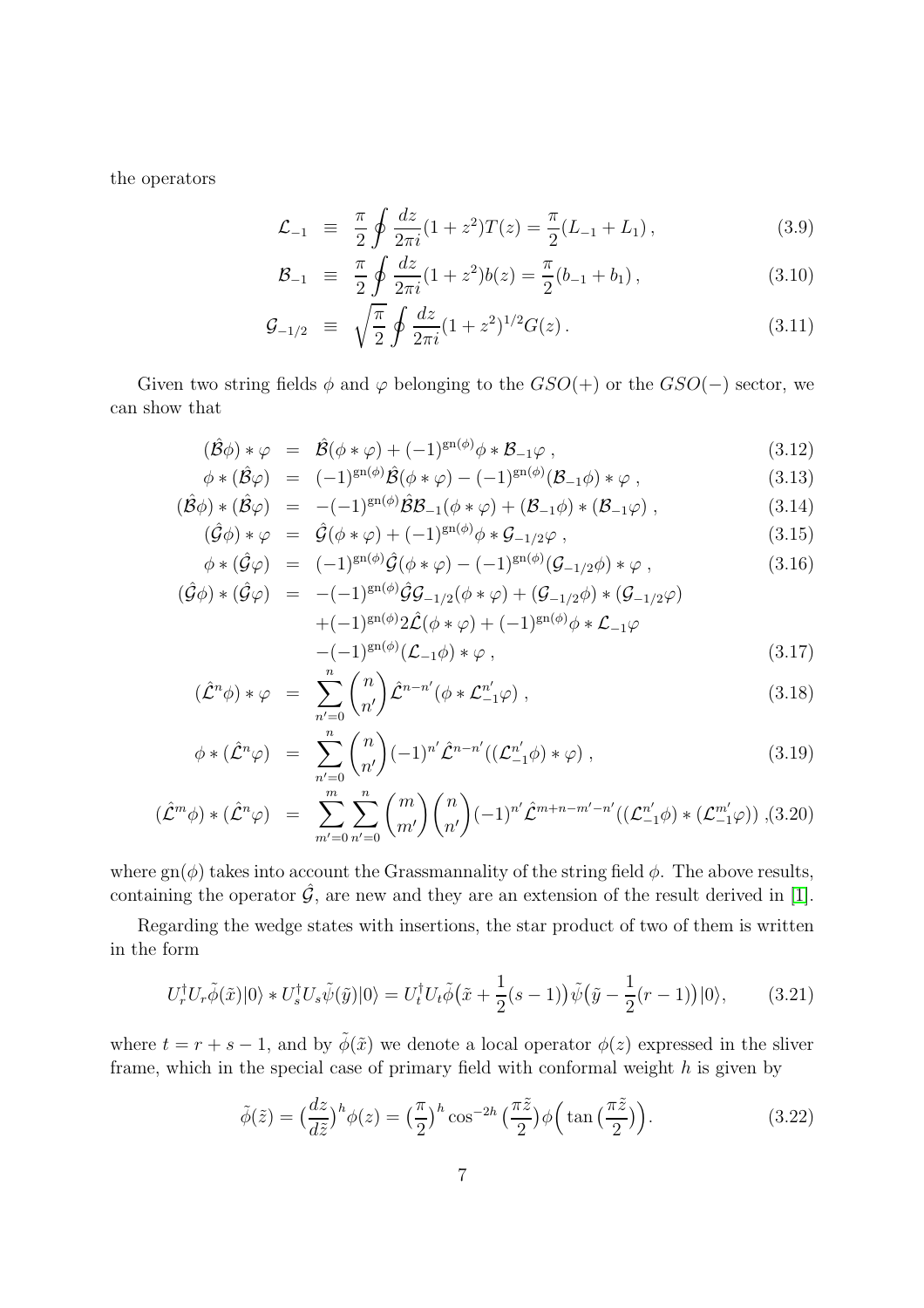the operators

$$\mathcal{L}_{-1} \equiv \frac{\pi}{2}\oint \frac{dz}{2\pi i}(1+z^2)T(z) = \frac{\pi}{2}(L_{-1}+L_1)\,, \tag{3.9}$$

$$\mathcal{B}_{-1} \equiv \frac{\pi}{2}\oint \frac{dz}{2\pi i}(1+z^2)b(z) = \frac{\pi}{2}(b_{-1}+b_1)\,, \tag{3.10}$$

$$\mathcal{G}_{-1/2} \equiv \sqrt{\frac{\pi}{2}}\oint \frac{dz}{2\pi i}(1+z^2)^{1/2}G(z)\,. \tag{3.11}$$

Given two string fields $\phi$ and $\varphi$ belonging to the $GSO(+)$ or the $GSO(-)$ sector, we can show that

$$(\hat{\mathcal{B}}\phi)*\varphi = \hat{\mathcal{B}}(\phi*\varphi)+(-1)^{\mathrm{gn}(\phi)}\phi*\mathcal{B}_{-1}\varphi\,, \tag{3.12}$$

$$\phi*(\hat{\mathcal{B}}\varphi) = (-1)^{\mathrm{gn}(\phi)}\hat{\mathcal{B}}(\phi*\varphi)-(-1)^{\mathrm{gn}(\phi)}(\mathcal{B}_{-1}\phi)*\varphi\,, \tag{3.13}$$

$$(\hat{\mathcal{B}}\phi)*(\hat{\mathcal{B}}\varphi) = -(-1)^{\mathrm{gn}(\phi)}\hat{\mathcal{B}}\mathcal{B}_{-1}(\phi*\varphi)+(\mathcal{B}_{-1}\phi)*(\mathcal{B}_{-1}\varphi)\,, \tag{3.14}$$

$$(\hat{\mathcal{G}}\phi)*\varphi = \hat{\mathcal{G}}(\phi*\varphi)+(-1)^{\mathrm{gn}(\phi)}\phi*\mathcal{G}_{-1/2}\varphi\,, \tag{3.15}$$

$$\phi*(\hat{\mathcal{G}}\varphi) = (-1)^{\mathrm{gn}(\phi)}\hat{\mathcal{G}}(\phi*\varphi)-(-1)^{\mathrm{gn}(\phi)}(\mathcal{G}_{-1/2}\phi)*\varphi\,, \tag{3.16}$$

$$\begin{aligned}(\hat{\mathcal{G}}\phi)*(\hat{\mathcal{G}}\varphi) = {} & -(-1)^{\mathrm{gn}(\phi)}\hat{\mathcal{G}}\mathcal{G}_{-1/2}(\phi*\varphi)+(\mathcal{G}_{-1/2}\phi)*(\mathcal{G}_{-1/2}\varphi)\\ & +(-1)^{\mathrm{gn}(\phi)}2\hat{\mathcal{L}}(\phi*\varphi)+(-1)^{\mathrm{gn}(\phi)}\phi*\mathcal{L}_{-1}\varphi\\ & -(-1)^{\mathrm{gn}(\phi)}(\mathcal{L}_{-1}\phi)*\varphi\,,\end{aligned} \tag{3.17}$$

$$(\hat{\mathcal{L}}^n\phi)*\varphi = \sum_{n'=0}^{n}\binom{n}{n'}\hat{\mathcal{L}}^{n-n'}(\phi*\mathcal{L}_{-1}^{n'}\varphi)\,, \tag{3.18}$$

$$\phi*(\hat{\mathcal{L}}^n\varphi) = \sum_{n'=0}^{n}\binom{n}{n'}(-1)^{n'}\hat{\mathcal{L}}^{n-n'}((\mathcal{L}_{-1}^{n'}\phi)*\varphi)\,, \tag{3.19}$$

$$(\hat{\mathcal{L}}^m\phi)*(\hat{\mathcal{L}}^n\varphi) = \sum_{m'=0}^{m}\sum_{n'=0}^{n}\binom{m}{m'}\binom{n}{n'}(-1)^{n'}\hat{\mathcal{L}}^{m+n-m'-n'}((\mathcal{L}_{-1}^{n'}\phi)*(\mathcal{L}_{-1}^{m'}\varphi))\,, \tag{3.20}$$

where $\mathrm{gn}(\phi)$ takes into account the Grassmannality of the string field $\phi$. The above results, containing the operator $\hat{\mathcal{G}}$, are new and they are an extension of the result derived in [1].

Regarding the wedge states with insertions, the star product of two of them is written in the form

$$U_r^\dagger U_r\tilde{\phi}(\tilde{x})|0\rangle * U_s^\dagger U_s\tilde{\psi}(\tilde{y})|0\rangle = U_t^\dagger U_t\tilde{\phi}\big(\tilde{x}+\frac{1}{2}(s-1)\big)\tilde{\psi}\big(\tilde{y}-\frac{1}{2}(r-1)\big)|0\rangle, \tag{3.21}$$

where $t=r+s-1$, and by $\tilde{\phi}(\tilde{x})$ we denote a local operator $\phi(z)$ expressed in the sliver frame, which in the special case of primary field with conformal weight $h$ is given by

$$\tilde{\phi}(\tilde{z}) = \big(\frac{dz}{d\tilde{z}}\big)^h\phi(z) = \big(\frac{\pi}{2}\big)^h\cos^{-2h}\big(\frac{\pi\tilde{z}}{2}\big)\phi\Big(\tan\big(\frac{\pi\tilde{z}}{2}\big)\Big). \tag{3.22}$$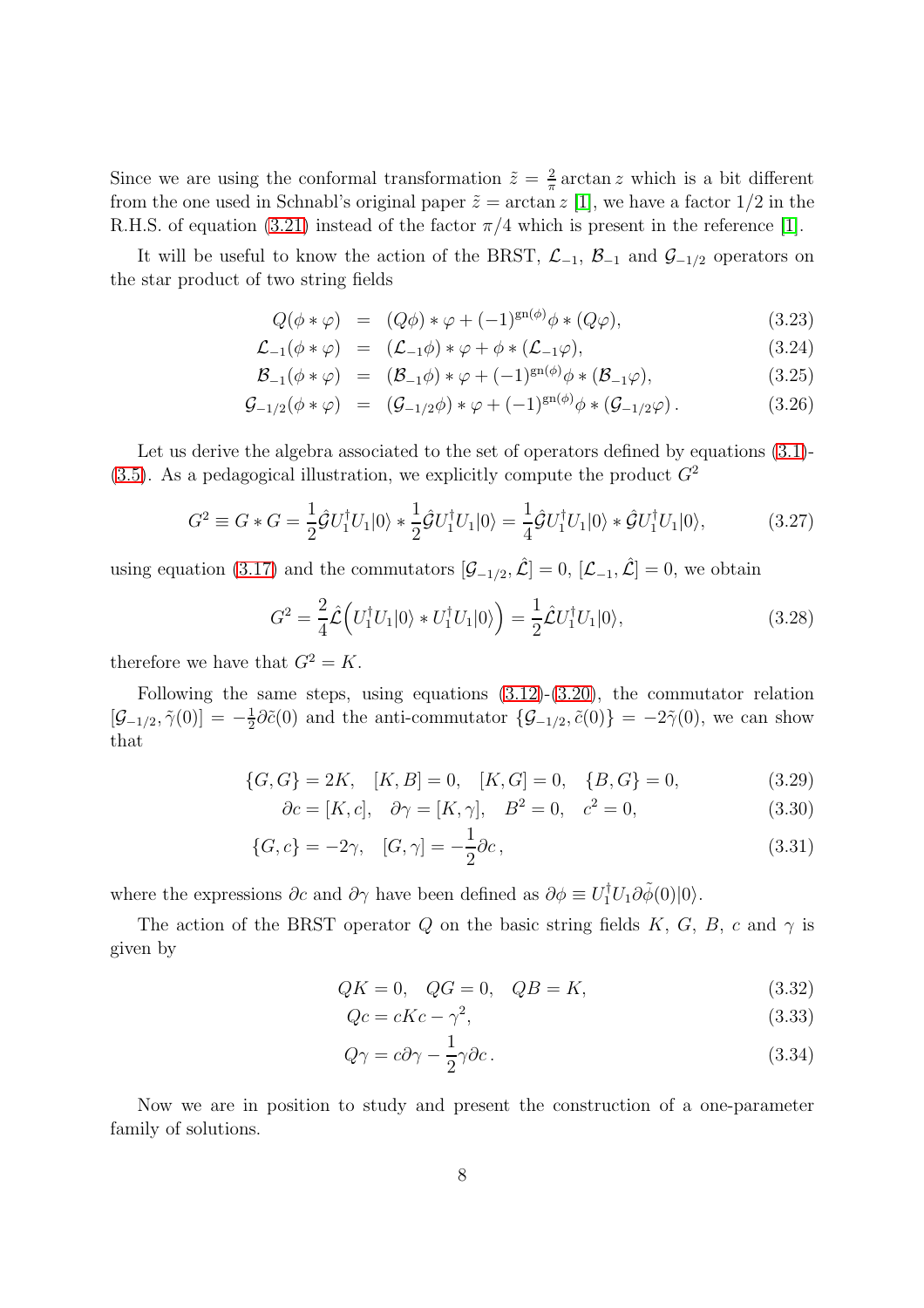Since we are using the conformal transformation $\tilde{z} = \frac{2}{\pi}\arctan z$ which is a bit different from the one used in Schnabl's original paper $\tilde{z} = \arctan z$ [1], we have a factor $1/2$ in the R.H.S. of equation (3.21) instead of the factor $\pi/4$ which is present in the reference [1].

It will be useful to know the action of the BRST, $\mathcal{L}_{-1}$, $\mathcal{B}_{-1}$ and $\mathcal{G}_{-1/2}$ operators on the star product of two string fields

$$
\begin{aligned}
Q(\phi * \varphi) &= (Q\phi) * \varphi + (-1)^{\mathrm{gn}(\phi)}\phi * (Q\varphi), && (3.23)\\
\mathcal{L}_{-1}(\phi * \varphi) &= (\mathcal{L}_{-1}\phi) * \varphi + \phi * (\mathcal{L}_{-1}\varphi), && (3.24)\\
\mathcal{B}_{-1}(\phi * \varphi) &= (\mathcal{B}_{-1}\phi) * \varphi + (-1)^{\mathrm{gn}(\phi)}\phi * (\mathcal{B}_{-1}\varphi), && (3.25)\\
\mathcal{G}_{-1/2}(\phi * \varphi) &= (\mathcal{G}_{-1/2}\phi) * \varphi + (-1)^{\mathrm{gn}(\phi)}\phi * (\mathcal{G}_{-1/2}\varphi)\,. && (3.26)
\end{aligned}
$$

Let us derive the algebra associated to the set of operators defined by equations (3.1)-(3.5). As a pedagogical illustration, we explicitly compute the product $G^2$

$$
G^2 \equiv G * G = \frac{1}{2}\hat{\mathcal{G}}U_1^\dagger U_1|0\rangle * \frac{1}{2}\hat{\mathcal{G}}U_1^\dagger U_1|0\rangle = \frac{1}{4}\hat{\mathcal{G}}U_1^\dagger U_1|0\rangle * \hat{\mathcal{G}}U_1^\dagger U_1|0\rangle, \tag{3.27}
$$

using equation (3.17) and the commutators $[\mathcal{G}_{-1/2}, \hat{\mathcal{L}}] = 0$, $[\mathcal{L}_{-1}, \hat{\mathcal{L}}] = 0$, we obtain

$$
G^2 = \frac{2}{4}\hat{\mathcal{L}}\Big(U_1^\dagger U_1|0\rangle * U_1^\dagger U_1|0\rangle\Big) = \frac{1}{2}\hat{\mathcal{L}}U_1^\dagger U_1|0\rangle, \tag{3.28}
$$

therefore we have that $G^2 = K$.

Following the same steps, using equations (3.12)-(3.20), the commutator relation $[\mathcal{G}_{-1/2}, \tilde{\gamma}(0)] = -\frac{1}{2}\partial\tilde{c}(0)$ and the anti-commutator $\{\mathcal{G}_{-1/2}, \tilde{c}(0)\} = -2\tilde{\gamma}(0)$, we can show that

$$
\{G, G\} = 2K, \quad [K, B] = 0, \quad [K, G] = 0, \quad \{B, G\} = 0, \tag{3.29}
$$

$$
\partial c = [K, c], \quad \partial\gamma = [K, \gamma], \quad B^2 = 0, \quad c^2 = 0, \tag{3.30}
$$

$$
\{G, c\} = -2\gamma, \quad [G, \gamma] = -\frac{1}{2}\partial c\,, \tag{3.31}
$$

where the expressions $\partial c$ and $\partial\gamma$ have been defined as $\partial\phi \equiv U_1^\dagger U_1 \partial\tilde{\phi}(0)|0\rangle$.

The action of the BRST operator $Q$ on the basic string fields $K$, $G$, $B$, $c$ and $\gamma$ is given by

$$
QK = 0, \quad QG = 0, \quad QB = K, \tag{3.32}
$$

$$
Qc = cKc - \gamma^2, \tag{3.33}
$$

$$
Q\gamma = c\partial\gamma - \frac{1}{2}\gamma\partial c\,. \tag{3.34}
$$

Now we are in position to study and present the construction of a one-parameter family of solutions.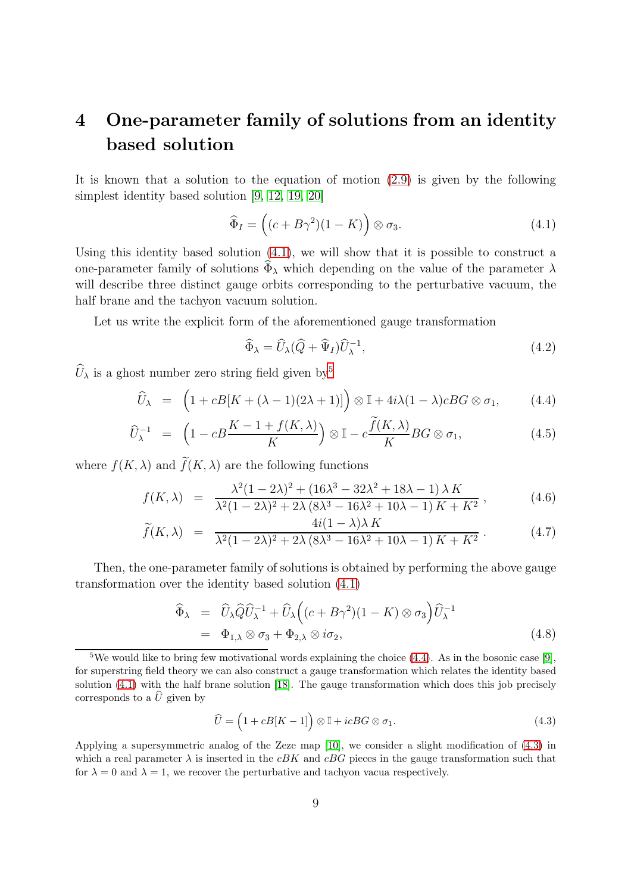# 4 One-parameter family of solutions from an identity based solution

It is known that a solution to the equation of motion (2.9) is given by the following simplest identity based solution [9, 12, 19, 20]

$$\widehat{\Phi}_I = \Big((c + B\gamma^2)(1-K)\Big) \otimes \sigma_3. \tag{4.1}$$

Using this identity based solution (4.1), we will show that it is possible to construct a one-parameter family of solutions $\widehat{\Phi}_\lambda$ which depending on the value of the parameter $\lambda$ will describe three distinct gauge orbits corresponding to the perturbative vacuum, the half brane and the tachyon vacuum solution.

Let us write the explicit form of the aforementioned gauge transformation

$$\widehat{\Phi}_\lambda = \widehat{U}_\lambda(\widehat{Q} + \widehat{\Psi}_I)\widehat{U}_\lambda^{-1}, \tag{4.2}$$

$\widehat{U}_\lambda$ is a ghost number zero string field given by[5]

$$\widehat{U}_\lambda = \Big(1 + cB[K + (\lambda-1)(2\lambda+1)]\Big) \otimes \mathbb{I} + 4i\lambda(1-\lambda)cBG \otimes \sigma_1, \tag{4.4}$$

$$\widehat{U}_\lambda^{-1} = \Big(1 - cB\frac{K - 1 + f(K,\lambda)}{K}\Big) \otimes \mathbb{I} - c\frac{\widetilde{f}(K,\lambda)}{K}BG \otimes \sigma_1, \tag{4.5}$$

where $f(K,\lambda)$ and $\widetilde{f}(K,\lambda)$ are the following functions

$$f(K,\lambda) = \frac{\lambda^2(1-2\lambda)^2 + (16\lambda^3 - 32\lambda^2 + 18\lambda - 1)\,\lambda\, K}{\lambda^2(1-2\lambda)^2 + 2\lambda\,(8\lambda^3 - 16\lambda^2 + 10\lambda - 1)\,K + K^2}\,, \tag{4.6}$$

$$\widetilde{f}(K,\lambda) = \frac{4i(1-\lambda)\lambda\, K}{\lambda^2(1-2\lambda)^2 + 2\lambda\,(8\lambda^3 - 16\lambda^2 + 10\lambda - 1)\,K + K^2}\,. \tag{4.7}$$

Then, the one-parameter family of solutions is obtained by performing the above gauge transformation over the identity based solution (4.1)

$$\begin{aligned}
\widehat{\Phi}_\lambda &= \widehat{U}_\lambda\widehat{Q}\widehat{U}_\lambda^{-1} + \widehat{U}_\lambda\Big((c + B\gamma^2)(1-K) \otimes \sigma_3\Big)\widehat{U}_\lambda^{-1} \\
&= \Phi_{1,\lambda} \otimes \sigma_3 + \Phi_{2,\lambda} \otimes i\sigma_2,
\end{aligned} \tag{4.8}$$

---

[5] We would like to bring few motivational words explaining the choice (4.4). As in the bosonic case [9], for superstring field theory we can also construct a gauge transformation which relates the identity based solution (4.1) with the half brane solution [18]. The gauge transformation which does this job precisely corresponds to a $\widehat{U}$ given by

$$\widehat{U} = \Big(1 + cB[K-1]\Big) \otimes \mathbb{I} + icBG \otimes \sigma_1. \tag{4.3}$$

Applying a supersymmetric analog of the Zeze map [10], we consider a slight modification of (4.3) in which a real parameter $\lambda$ is inserted in the $cBK$ and $cBG$ pieces in the gauge transformation such that for $\lambda = 0$ and $\lambda = 1$, we recover the perturbative and tachyon vacua respectively.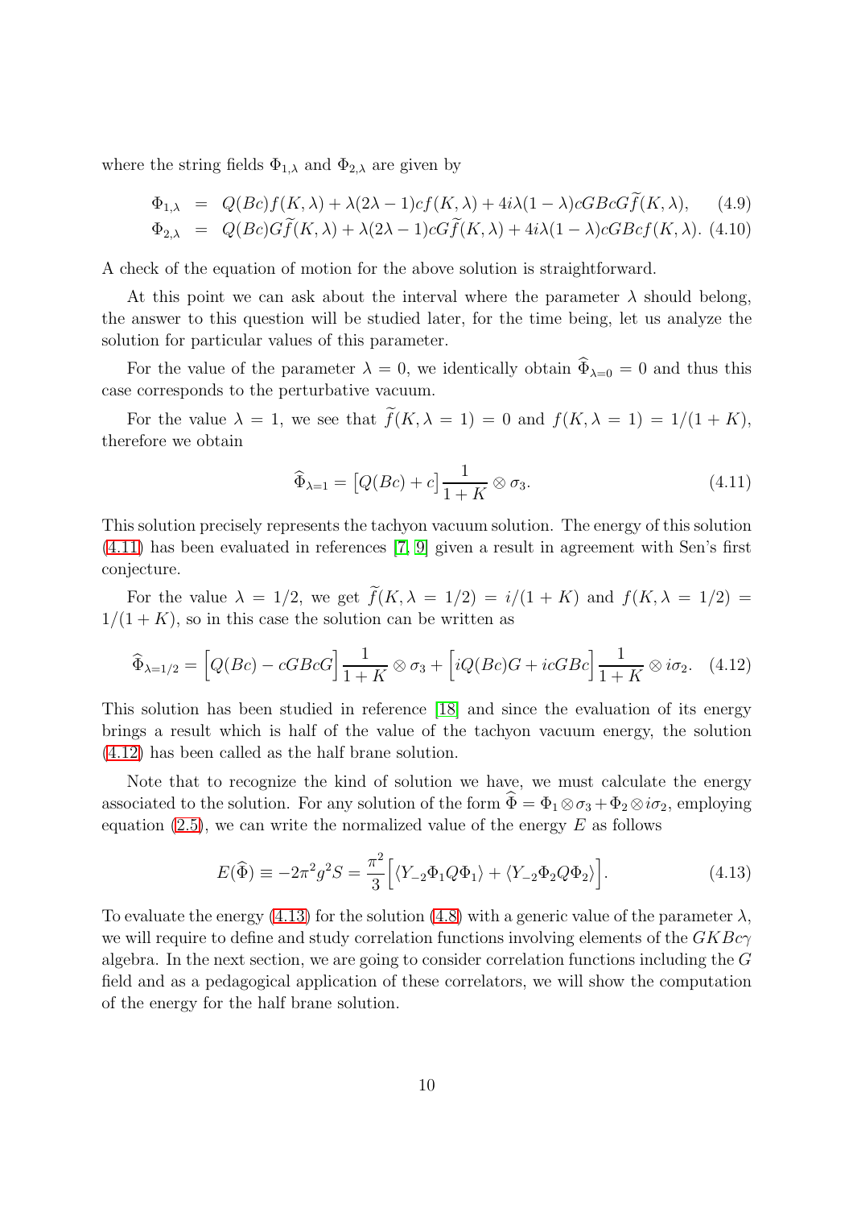where the string fields $\Phi_{1,\lambda}$ and $\Phi_{2,\lambda}$ are given by

$$\Phi_{1,\lambda} = Q(Bc)f(K,\lambda) + \lambda(2\lambda-1)cf(K,\lambda) + 4i\lambda(1-\lambda)cGBcG\widetilde{f}(K,\lambda), \quad (4.9)$$

$$\Phi_{2,\lambda} = Q(Bc)G\widetilde{f}(K,\lambda) + \lambda(2\lambda-1)cG\widetilde{f}(K,\lambda) + 4i\lambda(1-\lambda)cGBcf(K,\lambda). \quad (4.10)$$

A check of the equation of motion for the above solution is straightforward.

At this point we can ask about the interval where the parameter $\lambda$ should belong, the answer to this question will be studied later, for the time being, let us analyze the solution for particular values of this parameter.

For the value of the parameter $\lambda = 0$, we identically obtain $\widehat{\Phi}_{\lambda=0} = 0$ and thus this case corresponds to the perturbative vacuum.

For the value $\lambda = 1$, we see that $\widetilde{f}(K, \lambda = 1) = 0$ and $f(K, \lambda = 1) = 1/(1 + K)$, therefore we obtain

$$\widehat{\Phi}_{\lambda=1} = \big[Q(Bc) + c\big]\frac{1}{1+K} \otimes \sigma_3. \quad (4.11)$$

This solution precisely represents the tachyon vacuum solution. The energy of this solution (4.11) has been evaluated in references [7, 9] given a result in agreement with Sen's first conjecture.

For the value $\lambda = 1/2$, we get $\widetilde{f}(K, \lambda = 1/2) = i/(1 + K)$ and $f(K, \lambda = 1/2) = 1/(1 + K)$, so in this case the solution can be written as

$$\widehat{\Phi}_{\lambda=1/2} = \Big[Q(Bc) - cGBcG\Big]\frac{1}{1+K} \otimes \sigma_3 + \Big[iQ(Bc)G + icGBc\Big]\frac{1}{1+K} \otimes i\sigma_2. \quad (4.12)$$

This solution has been studied in reference [18] and since the evaluation of its energy brings a result which is half of the value of the tachyon vacuum energy, the solution (4.12) has been called as the half brane solution.

Note that to recognize the kind of solution we have, we must calculate the energy associated to the solution. For any solution of the form $\widehat{\Phi} = \Phi_1 \otimes \sigma_3 + \Phi_2 \otimes i\sigma_2$, employing equation (2.5), we can write the normalized value of the energy $E$ as follows

$$E(\widehat{\Phi}) \equiv -2\pi^2 g^2 S = \frac{\pi^2}{3}\Big[\langle Y_{-2}\Phi_1 Q\Phi_1\rangle + \langle Y_{-2}\Phi_2 Q\Phi_2\rangle\Big]. \quad (4.13)$$

To evaluate the energy (4.13) for the solution (4.8) with a generic value of the parameter $\lambda$, we will require to define and study correlation functions involving elements of the $GKBc\gamma$ algebra. In the next section, we are going to consider correlation functions including the $G$ field and as a pedagogical application of these correlators, we will show the computation of the energy for the half brane solution.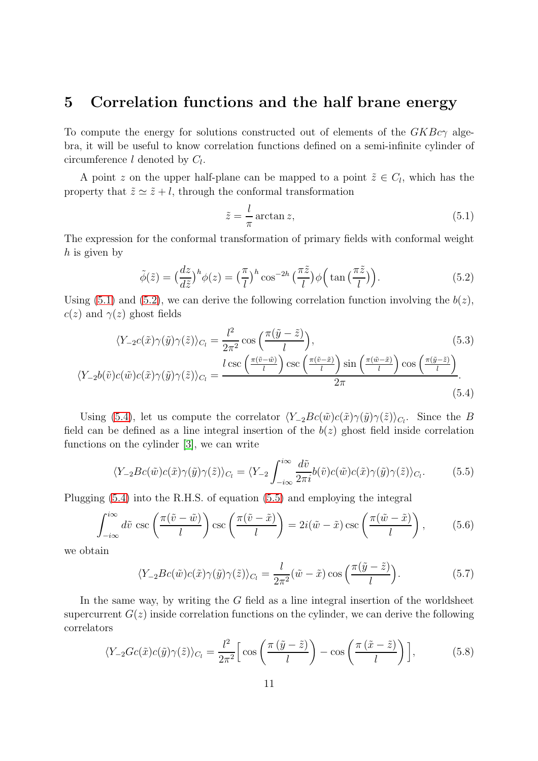# 5 Correlation functions and the half brane energy

To compute the energy for solutions constructed out of elements of the $GKBc\gamma$ algebra, it will be useful to know correlation functions defined on a semi-infinite cylinder of circumference $l$ denoted by $C_l$.

A point $z$ on the upper half-plane can be mapped to a point $\tilde{z} \in C_l$, which has the property that $\tilde{z} \simeq \tilde{z} + l$, through the conformal transformation

$$\tilde{z} = \frac{l}{\pi} \arctan z, \tag{5.1}$$

The expression for the conformal transformation of primary fields with conformal weight $h$ is given by

$$\tilde{\phi}(\tilde{z}) = \big(\frac{dz}{d\tilde{z}}\big)^h \phi(z) = \big(\frac{\pi}{l}\big)^h \cos^{-2h}\big(\frac{\pi\tilde{z}}{l}\big)\phi\Big(\tan\big(\frac{\pi\tilde{z}}{l}\big)\Big). \tag{5.2}$$

Using (5.1) and (5.2), we can derive the following correlation function involving the $b(z)$, $c(z)$ and $\gamma(z)$ ghost fields

$$\langle Y_{-2} c(\tilde{x})\gamma(\tilde{y})\gamma(\tilde{z})\rangle_{C_l} = \frac{l^2}{2\pi^2}\cos\Big(\frac{\pi(\tilde{y}-\tilde{z})}{l}\Big), \tag{5.3}$$

$$\langle Y_{-2} b(\tilde{v})c(\tilde{w})c(\tilde{x})\gamma(\tilde{y})\gamma(\tilde{z})\rangle_{C_l} = \frac{l\csc\Big(\frac{\pi(\tilde{v}-\tilde{w})}{l}\Big)\csc\Big(\frac{\pi(\tilde{v}-\tilde{x})}{l}\Big)\sin\Big(\frac{\pi(\tilde{w}-\tilde{x})}{l}\Big)\cos\Big(\frac{\pi(\tilde{y}-\tilde{z})}{l}\Big)}{2\pi}. \tag{5.4}$$

Using (5.4), let us compute the correlator $\langle Y_{-2} Bc(\tilde{w})c(\tilde{x})\gamma(\tilde{y})\gamma(\tilde{z})\rangle_{C_l}$. Since the $B$ field can be defined as a line integral insertion of the $b(z)$ ghost field inside correlation functions on the cylinder [3], we can write

$$\langle Y_{-2} Bc(\tilde{w})c(\tilde{x})\gamma(\tilde{y})\gamma(\tilde{z})\rangle_{C_l} = \langle Y_{-2}\int_{-i\infty}^{i\infty}\frac{d\tilde{v}}{2\pi i} b(\tilde{v})c(\tilde{w})c(\tilde{x})\gamma(\tilde{y})\gamma(\tilde{z})\rangle_{C_l}. \tag{5.5}$$

Plugging (5.4) into the R.H.S. of equation (5.5) and employing the integral

$$\int_{-i\infty}^{i\infty} d\tilde{v}\,\csc\Big(\frac{\pi(\tilde{v}-\tilde{w})}{l}\Big)\csc\Big(\frac{\pi(\tilde{v}-\tilde{x})}{l}\Big) = 2i(\tilde{w}-\tilde{x})\csc\Big(\frac{\pi(\tilde{w}-\tilde{x})}{l}\Big), \tag{5.6}$$

we obtain

$$\langle Y_{-2} Bc(\tilde{w})c(\tilde{x})\gamma(\tilde{y})\gamma(\tilde{z})\rangle_{C_l} = \frac{l}{2\pi^2}(\tilde{w}-\tilde{x})\cos\Big(\frac{\pi(\tilde{y}-\tilde{z})}{l}\Big). \tag{5.7}$$

In the same way, by writing the $G$ field as a line integral insertion of the worldsheet supercurrent $G(z)$ inside correlation functions on the cylinder, we can derive the following correlators

$$\langle Y_{-2} Gc(\tilde{x})c(\tilde{y})\gamma(\tilde{z})\rangle_{C_l} = \frac{l^2}{2\pi^2}\Big[\cos\Big(\frac{\pi\,(\tilde{y}-\tilde{z})}{l}\Big) - \cos\Big(\frac{\pi\,(\tilde{x}-\tilde{z})}{l}\Big)\Big], \tag{5.8}$$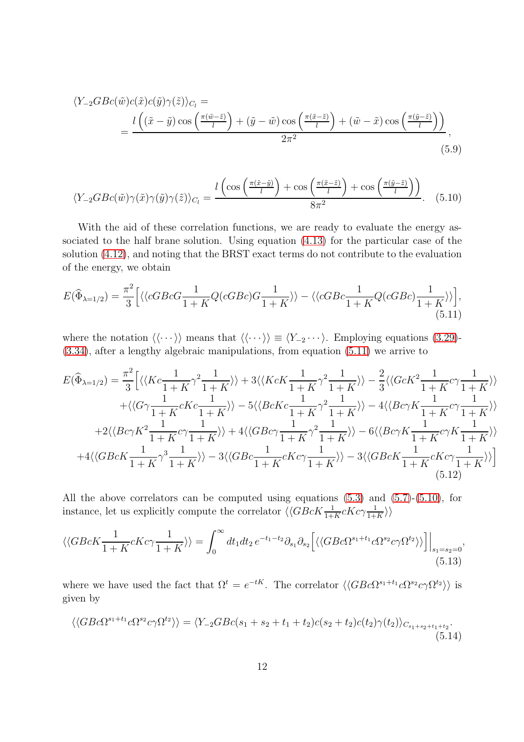$$\langle Y_{-2} GBc(\tilde{w})c(\tilde{x})c(\tilde{y})\gamma(\tilde{z})\rangle_{C_l} = \\ = \frac{l\left((\tilde{x}-\tilde{y})\cos\left(\frac{\pi(\tilde{w}-\tilde{z})}{l}\right) + (\tilde{y}-\tilde{w})\cos\left(\frac{\pi(\tilde{x}-\tilde{z})}{l}\right) + (\tilde{w}-\tilde{x})\cos\left(\frac{\pi(\tilde{y}-\tilde{z})}{l}\right)\right)}{2\pi^2}, \tag{5.9}$$

$$\langle Y_{-2} GBc(\tilde{w})\gamma(\tilde{x})\gamma(\tilde{y})\gamma(\tilde{z})\rangle_{C_l} = \frac{l\left(\cos\left(\frac{\pi(\tilde{x}-\tilde{y})}{l}\right) + \cos\left(\frac{\pi(\tilde{x}-\tilde{z})}{l}\right) + \cos\left(\frac{\pi(\tilde{y}-\tilde{z})}{l}\right)\right)}{8\pi^2}. \tag{5.10}$$

With the aid of these correlation functions, we are ready to evaluate the energy associated to the half brane solution. Using equation (4.13) for the particular case of the solution (4.12), and noting that the BRST exact terms do not contribute to the evaluation of the energy, we obtain

$$E(\widehat{\Phi}_{\lambda=1/2}) = \frac{\pi^2}{3}\Big[\langle\langle cGBcG\frac{1}{1+K}Q(cGBc)G\frac{1}{1+K}\rangle\rangle - \langle\langle cGBc\frac{1}{1+K}Q(cGBc)\frac{1}{1+K}\rangle\rangle\Big], \tag{5.11}$$

where the notation $\langle\langle\cdots\rangle\rangle$ means that $\langle\langle\cdots\rangle\rangle \equiv \langle Y_{-2}\cdots\rangle$. Employing equations (3.29)-(3.34), after a lengthy algebraic manipulations, from equation (5.11) we arrive to

$$\begin{aligned} E(\widehat{\Phi}_{\lambda=1/2}) = \frac{\pi^2}{3}\Big[&\langle\langle Kc\frac{1}{1+K}\gamma^2\frac{1}{1+K}\rangle\rangle + 3\langle\langle KcK\frac{1}{1+K}\gamma^2\frac{1}{1+K}\rangle\rangle - \frac{2}{3}\langle\langle GcK^2\frac{1}{1+K}c\gamma\frac{1}{1+K}\rangle\rangle \\ &+\langle\langle G\gamma\frac{1}{1+K}cKc\frac{1}{1+K}\rangle\rangle - 5\langle\langle BcKc\frac{1}{1+K}\gamma^2\frac{1}{1+K}\rangle\rangle - 4\langle\langle Bc\gamma K\frac{1}{1+K}c\gamma\frac{1}{1+K}\rangle\rangle \\ &+2\langle\langle Bc\gamma K^2\frac{1}{1+K}c\gamma\frac{1}{1+K}\rangle\rangle + 4\langle\langle GBc\gamma\frac{1}{1+K}\gamma^2\frac{1}{1+K}\rangle\rangle - 6\langle\langle Bc\gamma K\frac{1}{1+K}c\gamma K\frac{1}{1+K}\rangle\rangle \\ &+4\langle\langle GBcK\frac{1}{1+K}\gamma^3\frac{1}{1+K}\rangle\rangle - 3\langle\langle GBc\frac{1}{1+K}cKc\gamma\frac{1}{1+K}\rangle\rangle - 3\langle\langle GBcK\frac{1}{1+K}cKc\gamma\frac{1}{1+K}\rangle\rangle\Big] \end{aligned} \tag{5.12}$$

All the above correlators can be computed using equations (5.3) and (5.7)-(5.10), for instance, let us explicitly compute the correlator $\langle\langle GBcK\frac{1}{1+K}cKc\gamma\frac{1}{1+K}\rangle\rangle$

$$\langle\langle GBcK\frac{1}{1+K}cKc\gamma\frac{1}{1+K}\rangle\rangle = \int_0^\infty dt_1 dt_2\, e^{-t_1-t_2}\partial_{s_1}\partial_{s_2}\Big[\langle\langle GBc\Omega^{s_1+t_1}c\Omega^{s_2}c\gamma\Omega^{t_2}\rangle\rangle\Big]\Big|_{s_1=s_2=0}, \tag{5.13}$$

where we have used the fact that $\Omega^t = e^{-tK}$. The correlator $\langle\langle GBc\Omega^{s_1+t_1}c\Omega^{s_2}c\gamma\Omega^{t_2}\rangle\rangle$ is given by

$$\langle\langle GBc\Omega^{s_1+t_1}c\Omega^{s_2}c\gamma\Omega^{t_2}\rangle\rangle = \langle Y_{-2}GBc(s_1+s_2+t_1+t_2)c(s_2+t_2)c(t_2)\gamma(t_2)\rangle_{C_{s_1+s_2+t_1+t_2}}. \tag{5.14}$$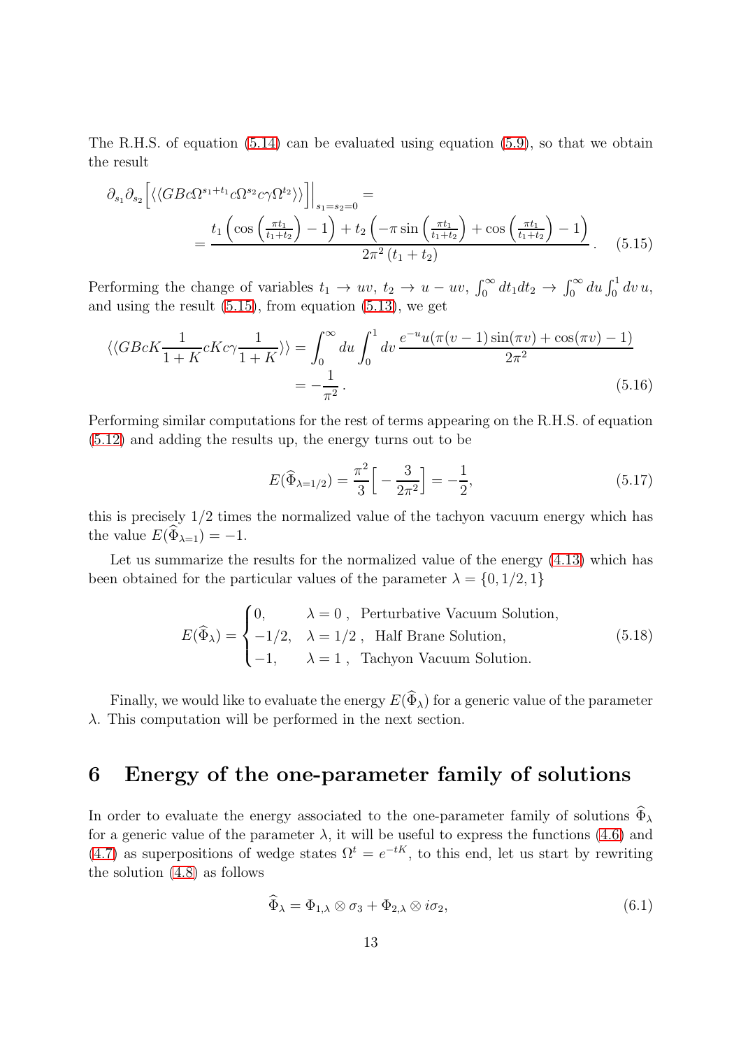The R.H.S. of equation (5.14) can be evaluated using equation (5.9), so that we obtain the result

$$\partial_{s_1}\partial_{s_2}\Big[\langle\langle GBc\Omega^{s_1+t_1}c\Omega^{s_2}c\gamma\Omega^{t_2}\rangle\rangle\Big]\Big|_{s_1=s_2=0} = \\ = \frac{t_1\left(\cos\left(\frac{\pi t_1}{t_1+t_2}\right)-1\right)+t_2\left(-\pi\sin\left(\frac{\pi t_1}{t_1+t_2}\right)+\cos\left(\frac{\pi t_1}{t_1+t_2}\right)-1\right)}{2\pi^2\left(t_1+t_2\right)}\,. \tag{5.15}$$

Performing the change of variables $t_1 \to uv$, $t_2 \to u-uv$, $\int_0^\infty dt_1 dt_2 \to \int_0^\infty du \int_0^1 dv\, u$, and using the result (5.15), from equation (5.13), we get

$$\langle\langle GBcK\frac{1}{1+K}cKc\gamma\frac{1}{1+K}\rangle\rangle = \int_0^\infty du\int_0^1 dv\,\frac{e^{-u}u(\pi(v-1)\sin(\pi v)+\cos(\pi v)-1)}{2\pi^2} \\ = -\frac{1}{\pi^2}\,. \tag{5.16}$$

Performing similar computations for the rest of terms appearing on the R.H.S. of equation (5.12) and adding the results up, the energy turns out to be

$$E(\widehat{\Phi}_{\lambda=1/2}) = \frac{\pi^2}{3}\Big[-\frac{3}{2\pi^2}\Big] = -\frac{1}{2}, \tag{5.17}$$

this is precisely 1/2 times the normalized value of the tachyon vacuum energy which has the value $E(\widehat{\Phi}_{\lambda=1}) = -1$.

Let us summarize the results for the normalized value of the energy (4.13) which has been obtained for the particular values of the parameter $\lambda = \{0, 1/2, 1\}$

$$E(\widehat{\Phi}_\lambda) = \begin{cases} 0, & \lambda = 0\,,\;\; \text{Perturbative Vacuum Solution,} \\ -1/2, & \lambda = 1/2\,,\;\; \text{Half Brane Solution,} \\ -1, & \lambda = 1\,,\;\; \text{Tachyon Vacuum Solution.} \end{cases} \tag{5.18}$$

Finally, we would like to evaluate the energy $E(\widehat{\Phi}_\lambda)$ for a generic value of the parameter $\lambda$. This computation will be performed in the next section.

# 6 Energy of the one-parameter family of solutions

In order to evaluate the energy associated to the one-parameter family of solutions $\widehat{\Phi}_\lambda$ for a generic value of the parameter $\lambda$, it will be useful to express the functions (4.6) and (4.7) as superpositions of wedge states $\Omega^t = e^{-tK}$, to this end, let us start by rewriting the solution (4.8) as follows

$$\widehat{\Phi}_\lambda = \Phi_{1,\lambda}\otimes\sigma_3 + \Phi_{2,\lambda}\otimes i\sigma_2, \tag{6.1}$$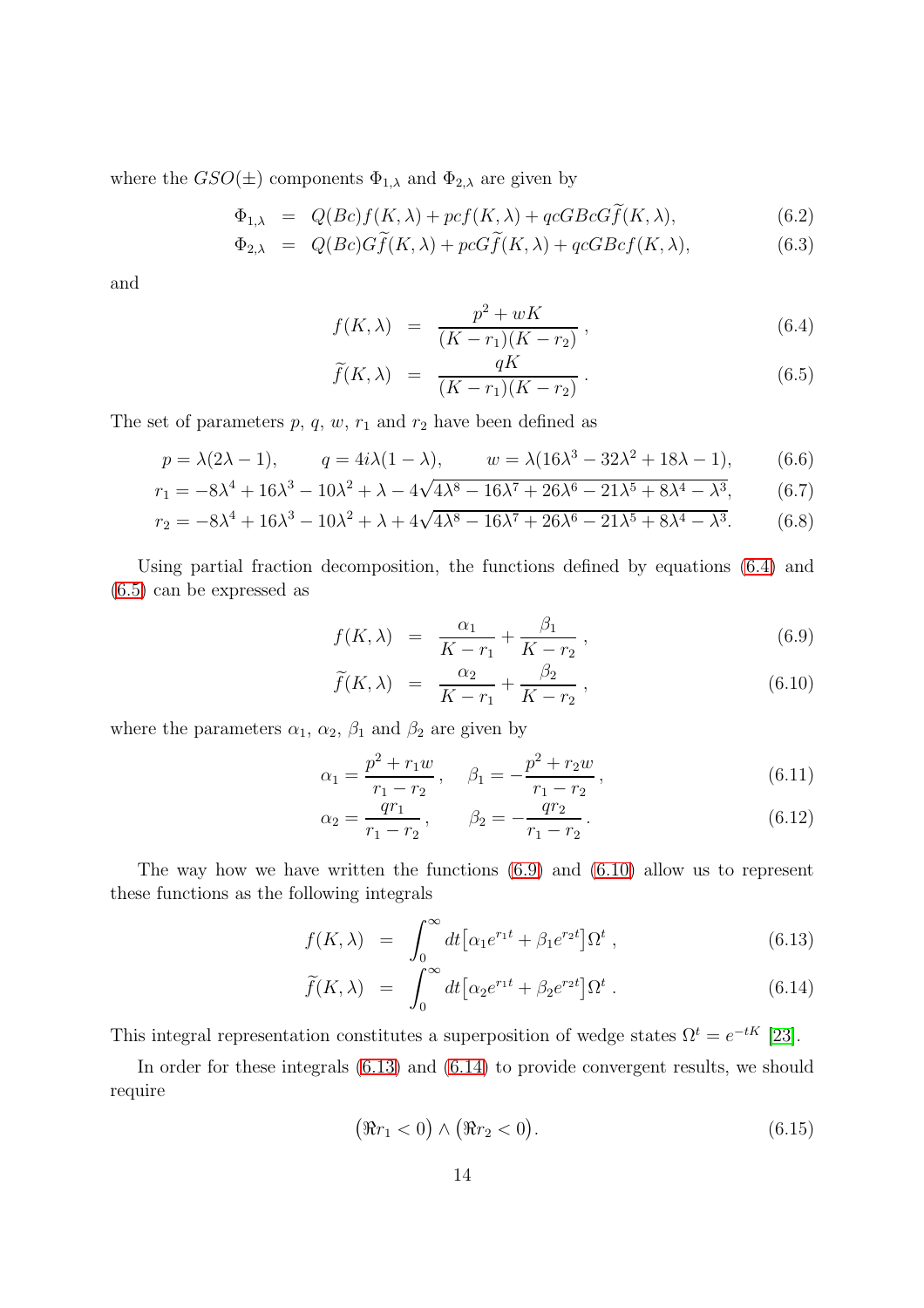where the $GSO(\pm)$ components $\Phi_{1,\lambda}$ and $\Phi_{2,\lambda}$ are given by

$$
\begin{aligned}
\Phi_{1,\lambda} &= Q(Bc)f(K,\lambda) + pcf(K,\lambda) + qcGBcG\widetilde{f}(K,\lambda), &(6.2)\\
\Phi_{2,\lambda} &= Q(Bc)G\widetilde{f}(K,\lambda) + pcG\widetilde{f}(K,\lambda) + qcGBcf(K,\lambda), &(6.3)
\end{aligned}
$$

and

$$
\begin{aligned}
f(K,\lambda) &= \frac{p^2 + wK}{(K-r_1)(K-r_2)}\,, &(6.4)\\
\widetilde{f}(K,\lambda) &= \frac{qK}{(K-r_1)(K-r_2)}\,. &(6.5)
\end{aligned}
$$

The set of parameters $p$, $q$, $w$, $r_1$ and $r_2$ have been defined as

$$
p = \lambda(2\lambda-1), \qquad q = 4i\lambda(1-\lambda), \qquad w = \lambda(16\lambda^3 - 32\lambda^2 + 18\lambda - 1), \tag{6.6}
$$

$$
r_1 = -8\lambda^4 + 16\lambda^3 - 10\lambda^2 + \lambda - 4\sqrt{4\lambda^8 - 16\lambda^7 + 26\lambda^6 - 21\lambda^5 + 8\lambda^4 - \lambda^3}, \tag{6.7}
$$

$$
r_2 = -8\lambda^4 + 16\lambda^3 - 10\lambda^2 + \lambda + 4\sqrt{4\lambda^8 - 16\lambda^7 + 26\lambda^6 - 21\lambda^5 + 8\lambda^4 - \lambda^3}. \tag{6.8}
$$

Using partial fraction decomposition, the functions defined by equations (6.4) and (6.5) can be expressed as

$$
\begin{aligned}
f(K,\lambda) &= \frac{\alpha_1}{K-r_1} + \frac{\beta_1}{K-r_2}\,, &(6.9)\\
\widetilde{f}(K,\lambda) &= \frac{\alpha_2}{K-r_1} + \frac{\beta_2}{K-r_2}\,, &(6.10)
\end{aligned}
$$

where the parameters $\alpha_1$, $\alpha_2$, $\beta_1$ and $\beta_2$ are given by

$$
\alpha_1 = \frac{p^2 + r_1 w}{r_1 - r_2}\,, \qquad \beta_1 = -\frac{p^2 + r_2 w}{r_1 - r_2}\,, \tag{6.11}
$$

$$
\alpha_2 = \frac{q r_1}{r_1 - r_2}\,, \qquad \beta_2 = -\frac{q r_2}{r_1 - r_2}\,. \tag{6.12}
$$

The way how we have written the functions (6.9) and (6.10) allow us to represent these functions as the following integrals

$$
\begin{aligned}
f(K,\lambda) &= \int_0^\infty dt \big[\alpha_1 e^{r_1 t} + \beta_1 e^{r_2 t}\big]\Omega^t\,, &(6.13)\\
\widetilde{f}(K,\lambda) &= \int_0^\infty dt \big[\alpha_2 e^{r_1 t} + \beta_2 e^{r_2 t}\big]\Omega^t\,. &(6.14)
\end{aligned}
$$

This integral representation constitutes a superposition of wedge states $\Omega^t = e^{-tK}$ [23].

In order for these integrals (6.13) and (6.14) to provide convergent results, we should require

$$
\big(\Re r_1 < 0\big) \wedge \big(\Re r_2 < 0\big). \tag{6.15}
$$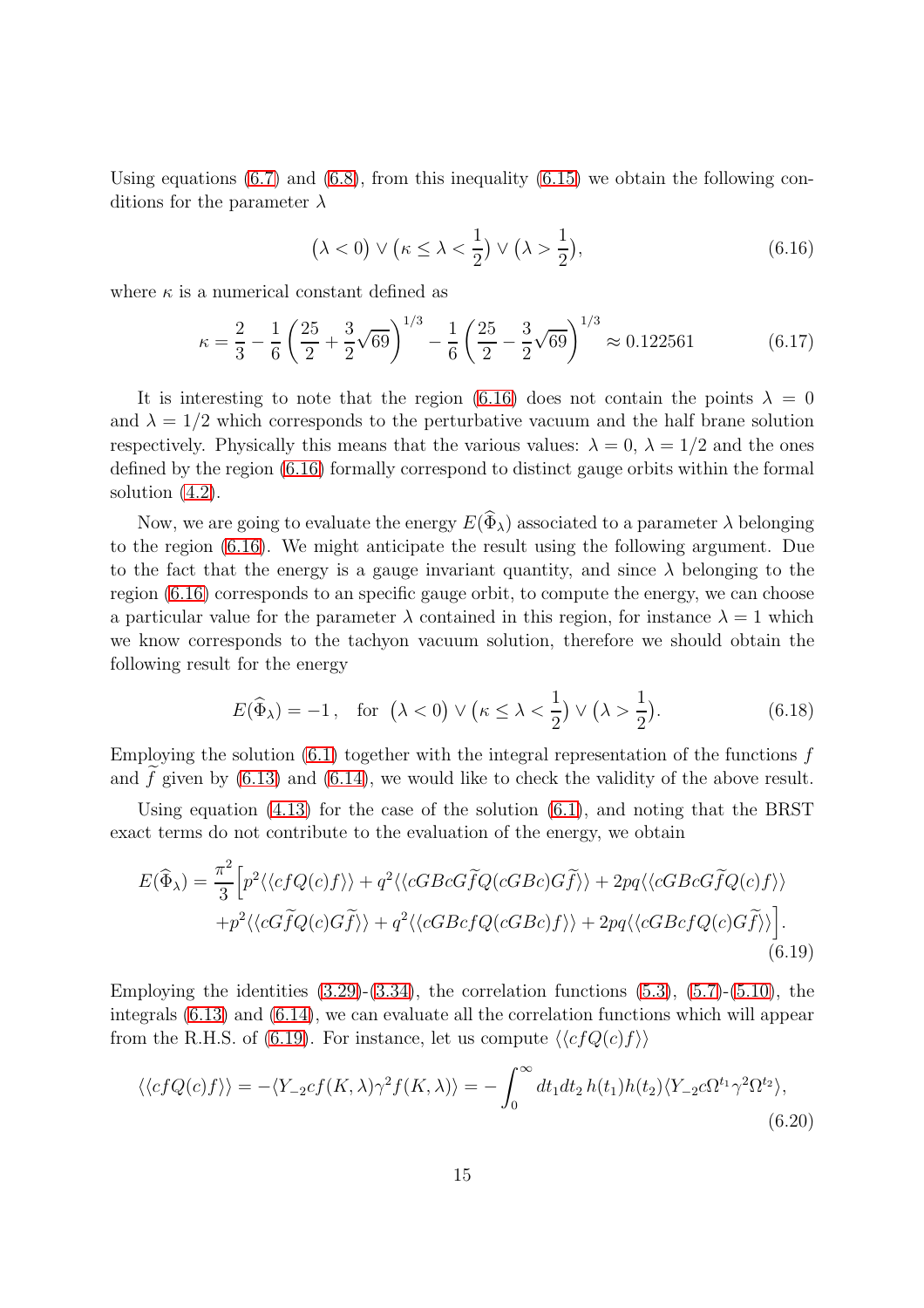Using equations (6.7) and (6.8), from this inequality (6.15) we obtain the following conditions for the parameter $\lambda$

$$\big(\lambda < 0\big) \vee \big(\kappa \leq \lambda < \frac{1}{2}\big) \vee \big(\lambda > \frac{1}{2}\big), \tag{6.16}$$

where $\kappa$ is a numerical constant defined as

$$\kappa = \frac{2}{3} - \frac{1}{6}\left(\frac{25}{2} + \frac{3}{2}\sqrt{69}\right)^{1/3} - \frac{1}{6}\left(\frac{25}{2} - \frac{3}{2}\sqrt{69}\right)^{1/3} \approx 0.122561 \tag{6.17}$$

It is interesting to note that the region (6.16) does not contain the points $\lambda = 0$ and $\lambda = 1/2$ which corresponds to the perturbative vacuum and the half brane solution respectively. Physically this means that the various values: $\lambda = 0$, $\lambda = 1/2$ and the ones defined by the region (6.16) formally correspond to distinct gauge orbits within the formal solution (4.2).

Now, we are going to evaluate the energy $E(\widehat{\Phi}_\lambda)$ associated to a parameter $\lambda$ belonging to the region (6.16). We might anticipate the result using the following argument. Due to the fact that the energy is a gauge invariant quantity, and since $\lambda$ belonging to the region (6.16) corresponds to an specific gauge orbit, to compute the energy, we can choose a particular value for the parameter $\lambda$ contained in this region, for instance $\lambda = 1$ which we know corresponds to the tachyon vacuum solution, therefore we should obtain the following result for the energy

$$E(\widehat{\Phi}_\lambda) = -1\,, \quad \text{for} \;\; \big(\lambda < 0\big) \vee \big(\kappa \leq \lambda < \frac{1}{2}\big) \vee \big(\lambda > \frac{1}{2}\big). \tag{6.18}$$

Employing the solution (6.1) together with the integral representation of the functions $f$ and $\widetilde{f}$ given by (6.13) and (6.14), we would like to check the validity of the above result.

Using equation (4.13) for the case of the solution (6.1), and noting that the BRST exact terms do not contribute to the evaluation of the energy, we obtain

$$\begin{aligned}
E(\widehat{\Phi}_\lambda) = \frac{\pi^2}{3}\Big[ & p^2\langle\langle cfQ(c)f\rangle\rangle + q^2\langle\langle cGBcG\widetilde{f}Q(cGBc)G\widetilde{f}\rangle\rangle + 2pq\langle\langle cGBcG\widetilde{f}Q(c)f\rangle\rangle \\
& + p^2\langle\langle cG\widetilde{f}Q(c)G\widetilde{f}\rangle\rangle + q^2\langle\langle cGBcfQ(cGBc)f\rangle\rangle + 2pq\langle\langle cGBcfQ(c)G\widetilde{f}\rangle\rangle\Big].
\end{aligned} \tag{6.19}$$

Employing the identities (3.29)-(3.34), the correlation functions (5.3), (5.7)-(5.10), the integrals (6.13) and (6.14), we can evaluate all the correlation functions which will appear from the R.H.S. of (6.19). For instance, let us compute $\langle\langle cfQ(c)f\rangle\rangle$

$$\langle\langle cfQ(c)f\rangle\rangle = -\langle Y_{-2}cf(K,\lambda)\gamma^2 f(K,\lambda)\rangle = -\int_0^\infty dt_1 dt_2\, h(t_1)h(t_2)\langle Y_{-2}c\Omega^{t_1}\gamma^2\Omega^{t_2}\rangle, \tag{6.20}$$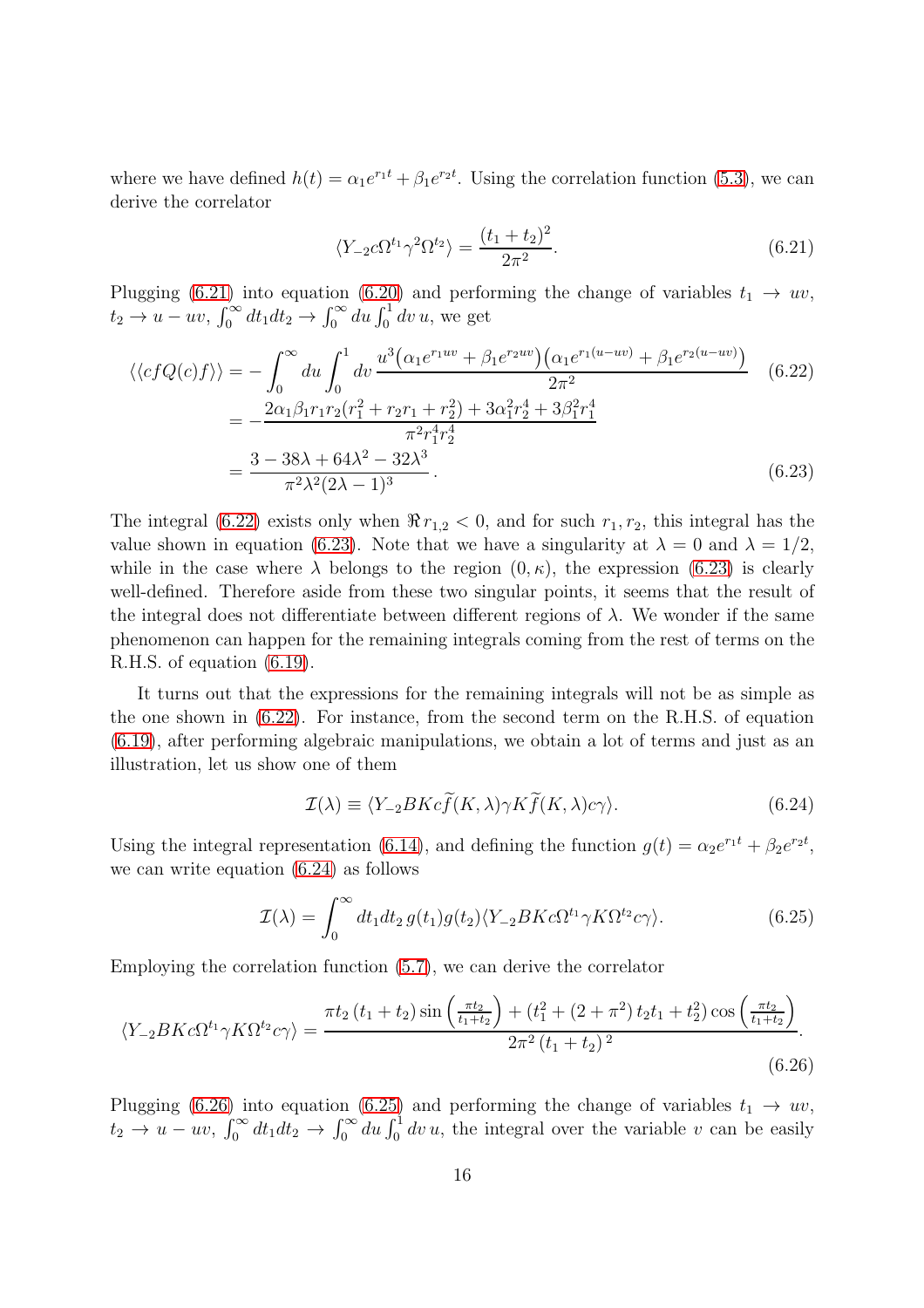where we have defined $h(t) = \alpha_1 e^{r_1 t} + \beta_1 e^{r_2 t}$. Using the correlation function (5.3), we can derive the correlator

$$\langle Y_{-2} c\Omega^{t_1} \gamma^2 \Omega^{t_2} \rangle = \frac{(t_1 + t_2)^2}{2\pi^2}. \tag{6.21}$$

Plugging (6.21) into equation (6.20) and performing the change of variables $t_1 \to uv$, $t_2 \to u - uv$, $\int_0^\infty dt_1 dt_2 \to \int_0^\infty du \int_0^1 dv\, u$, we get

$$\begin{aligned}
\langle\langle cfQ(c)f \rangle\rangle &= -\int_0^\infty du \int_0^1 dv\, \frac{u^3 \big(\alpha_1 e^{r_1 uv} + \beta_1 e^{r_2 uv}\big)\big(\alpha_1 e^{r_1(u-uv)} + \beta_1 e^{r_2(u-uv)}\big)}{2\pi^2} \qquad (6.22)\\
&= -\frac{2\alpha_1\beta_1 r_1 r_2 (r_1^2 + r_2 r_1 + r_2^2) + 3\alpha_1^2 r_2^4 + 3\beta_1^2 r_1^4}{\pi^2 r_1^4 r_2^4} \\
&= \frac{3 - 38\lambda + 64\lambda^2 - 32\lambda^3}{\pi^2 \lambda^2 (2\lambda - 1)^3}\,. \qquad (6.23)
\end{aligned}$$

The integral (6.22) exists only when $\Re\, r_{1,2} < 0$, and for such $r_1, r_2$, this integral has the value shown in equation (6.23). Note that we have a singularity at $\lambda = 0$ and $\lambda = 1/2$, while in the case where $\lambda$ belongs to the region $(0, \kappa)$, the expression (6.23) is clearly well-defined. Therefore aside from these two singular points, it seems that the result of the integral does not differentiate between different regions of $\lambda$. We wonder if the same phenomenon can happen for the remaining integrals coming from the rest of terms on the R.H.S. of equation (6.19).

It turns out that the expressions for the remaining integrals will not be as simple as the one shown in (6.22). For instance, from the second term on the R.H.S. of equation (6.19), after performing algebraic manipulations, we obtain a lot of terms and just as an illustration, let us show one of them

$$\mathcal{I}(\lambda) \equiv \langle Y_{-2} BKc\widetilde{f}(K,\lambda)\gamma K\widetilde{f}(K,\lambda)c\gamma \rangle. \tag{6.24}$$

Using the integral representation (6.14), and defining the function $g(t) = \alpha_2 e^{r_1 t} + \beta_2 e^{r_2 t}$, we can write equation (6.24) as follows

$$\mathcal{I}(\lambda) = \int_0^\infty dt_1 dt_2\, g(t_1) g(t_2) \langle Y_{-2} BKc\Omega^{t_1}\gamma K\Omega^{t_2} c\gamma \rangle. \tag{6.25}$$

Employing the correlation function (5.7), we can derive the correlator

$$\langle Y_{-2} BKc\Omega^{t_1}\gamma K\Omega^{t_2} c\gamma \rangle = \frac{\pi t_2 (t_1 + t_2) \sin\left(\frac{\pi t_2}{t_1 + t_2}\right) + \left(t_1^2 + (2 + \pi^2) t_2 t_1 + t_2^2\right)\cos\left(\frac{\pi t_2}{t_1 + t_2}\right)}{2\pi^2 (t_1 + t_2)^2}. \tag{6.26}$$

Plugging (6.26) into equation (6.25) and performing the change of variables $t_1 \to uv$, $t_2 \to u - uv$, $\int_0^\infty dt_1 dt_2 \to \int_0^\infty du \int_0^1 dv\, u$, the integral over the variable $v$ can be easily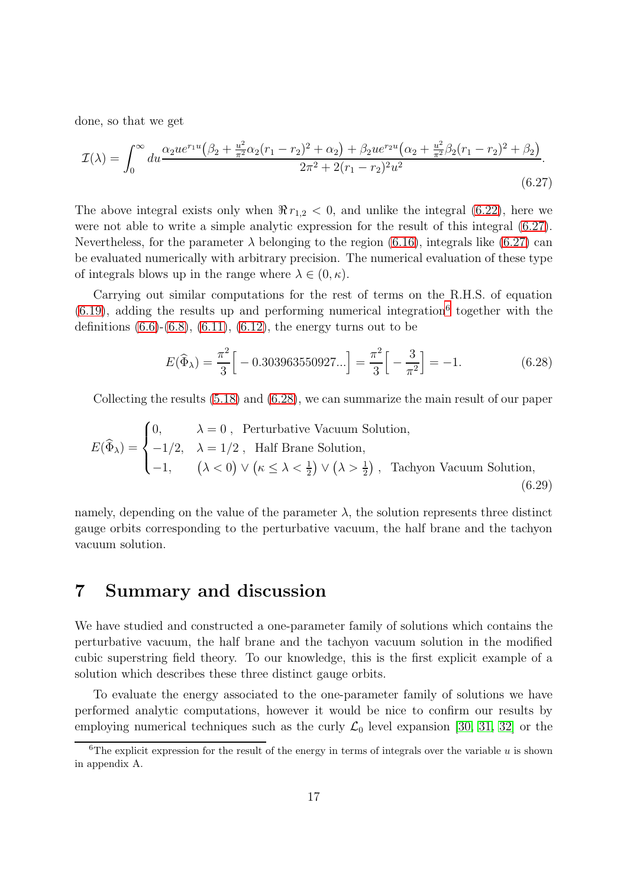done, so that we get

$$\mathcal{I}(\lambda) = \int_0^\infty du \frac{\alpha_2 u e^{r_1 u}\big(\beta_2 + \frac{u^2}{\pi^2}\alpha_2(r_1 - r_2)^2 + \alpha_2\big) + \beta_2 u e^{r_2 u}\big(\alpha_2 + \frac{u^2}{\pi^2}\beta_2(r_1 - r_2)^2 + \beta_2\big)}{2\pi^2 + 2(r_1 - r_2)^2 u^2}. \tag{6.27}$$

The above integral exists only when $\Re\, r_{1,2} < 0$, and unlike the integral (6.22), here we were not able to write a simple analytic expression for the result of this integral (6.27). Nevertheless, for the parameter $\lambda$ belonging to the region (6.16), integrals like (6.27) can be evaluated numerically with arbitrary precision. The numerical evaluation of these type of integrals blows up in the range where $\lambda \in (0, \kappa)$.

Carrying out similar computations for the rest of terms on the R.H.S. of equation (6.19), adding the results up and performing numerical integration[6] together with the definitions (6.6)-(6.8), (6.11), (6.12), the energy turns out to be

$$E(\widehat{\Phi}_\lambda) = \frac{\pi^2}{3}\Big[ -0.303963550927... \Big] = \frac{\pi^2}{3}\Big[ -\frac{3}{\pi^2}\Big] = -1. \tag{6.28}$$

Collecting the results (5.18) and (6.28), we can summarize the main result of our paper

$$E(\widehat{\Phi}_\lambda) = \begin{cases} 0, & \lambda = 0\,, \;\; \text{Perturbative Vacuum Solution}, \\ -1/2, & \lambda = 1/2\,, \;\; \text{Half Brane Solution}, \\ -1, & \big(\lambda < 0\big) \vee \big(\kappa \le \lambda < \frac{1}{2}\big) \vee \big(\lambda > \frac{1}{2}\big)\,, \;\; \text{Tachyon Vacuum Solution}, \end{cases} \tag{6.29}$$

namely, depending on the value of the parameter $\lambda$, the solution represents three distinct gauge orbits corresponding to the perturbative vacuum, the half brane and the tachyon vacuum solution.

# 7 Summary and discussion

We have studied and constructed a one-parameter family of solutions which contains the perturbative vacuum, the half brane and the tachyon vacuum solution in the modified cubic superstring field theory. To our knowledge, this is the first explicit example of a solution which describes these three distinct gauge orbits.

To evaluate the energy associated to the one-parameter family of solutions we have performed analytic computations, however it would be nice to confirm our results by employing numerical techniques such as the curly $\mathcal{L}_0$ level expansion [30, 31, 32] or the

[6] The explicit expression for the result of the energy in terms of integrals over the variable $u$ is shown in appendix A.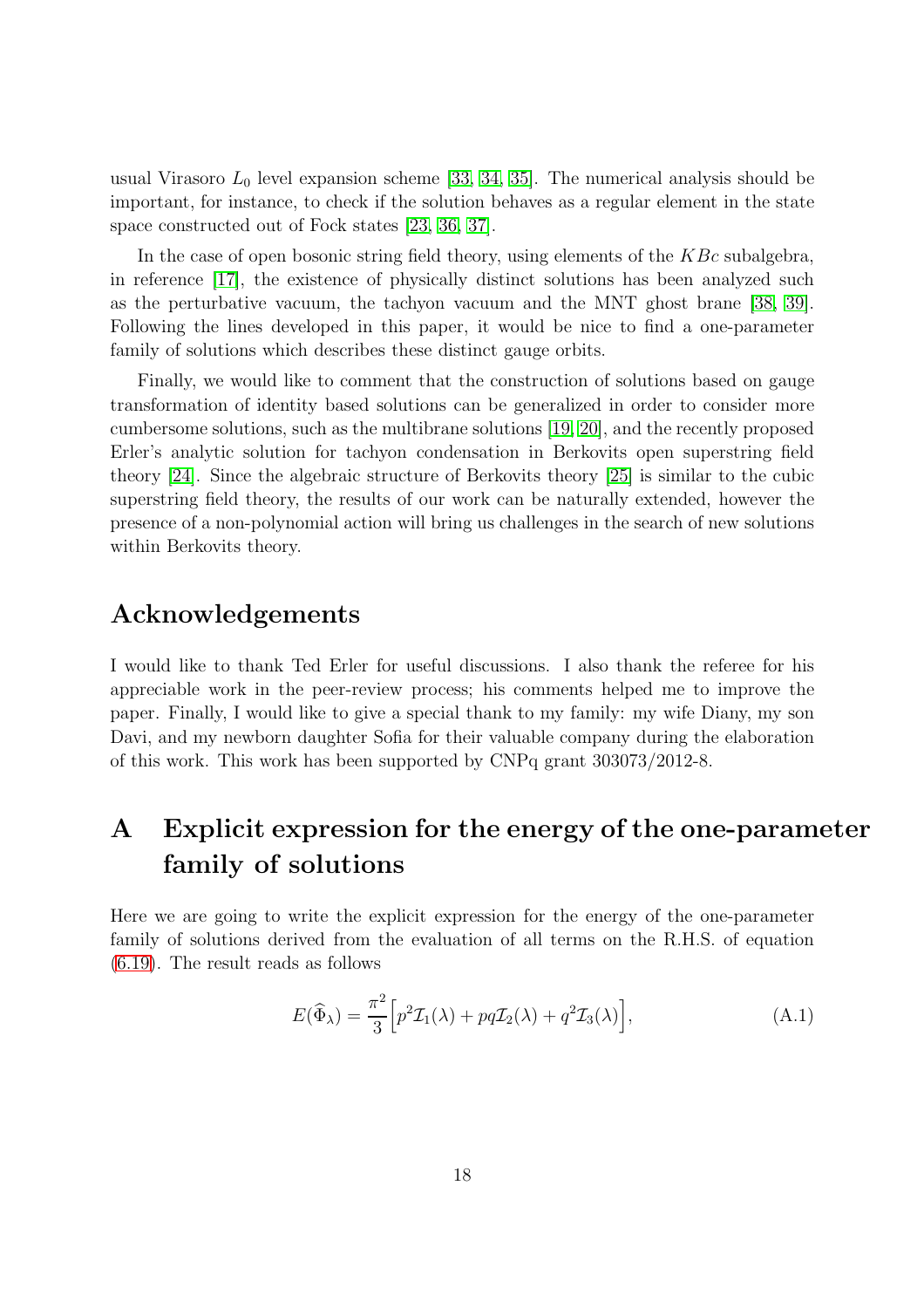usual Virasoro $L_0$ level expansion scheme [33, 34, 35]. The numerical analysis should be important, for instance, to check if the solution behaves as a regular element in the state space constructed out of Fock states [23, 36, 37].

In the case of open bosonic string field theory, using elements of the $KBc$ subalgebra, in reference [17], the existence of physically distinct solutions has been analyzed such as the perturbative vacuum, the tachyon vacuum and the MNT ghost brane [38, 39]. Following the lines developed in this paper, it would be nice to find a one-parameter family of solutions which describes these distinct gauge orbits.

Finally, we would like to comment that the construction of solutions based on gauge transformation of identity based solutions can be generalized in order to consider more cumbersome solutions, such as the multibrane solutions [19, 20], and the recently proposed Erler's analytic solution for tachyon condensation in Berkovits open superstring field theory [24]. Since the algebraic structure of Berkovits theory [25] is similar to the cubic superstring field theory, the results of our work can be naturally extended, however the presence of a non-polynomial action will bring us challenges in the search of new solutions within Berkovits theory.

## Acknowledgements

I would like to thank Ted Erler for useful discussions. I also thank the referee for his appreciable work in the peer-review process; his comments helped me to improve the paper. Finally, I would like to give a special thank to my family: my wife Diany, my son Davi, and my newborn daughter Sofia for their valuable company during the elaboration of this work. This work has been supported by CNPq grant 303073/2012-8.

# A Explicit expression for the energy of the one-parameter family of solutions

Here we are going to write the explicit expression for the energy of the one-parameter family of solutions derived from the evaluation of all terms on the R.H.S. of equation (6.19). The result reads as follows

$$E(\widehat{\Phi}_\lambda) = \frac{\pi^2}{3}\Big[p^2\mathcal{I}_1(\lambda) + pq\mathcal{I}_2(\lambda) + q^2\mathcal{I}_3(\lambda)\Big], \tag{A.1}$$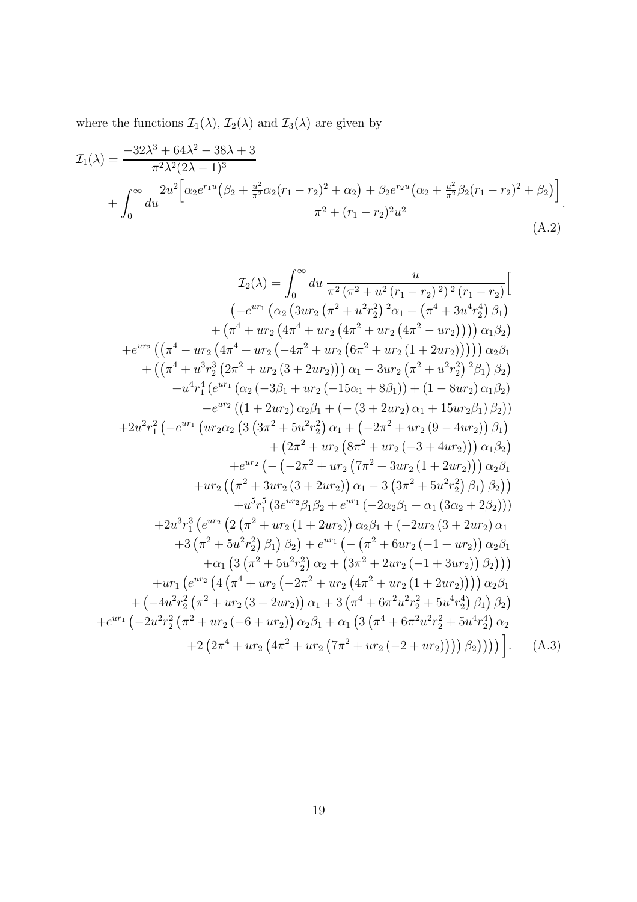where the functions $\mathcal{I}_1(\lambda)$, $\mathcal{I}_2(\lambda)$ and $\mathcal{I}_3(\lambda)$ are given by

$$
\begin{aligned}
\mathcal{I}_1(\lambda) &= \frac{-32\lambda^3+64\lambda^2-38\lambda+3}{\pi^2\lambda^2(2\lambda-1)^3} \\
&+ \int_0^\infty du \frac{2u^2\Big[\alpha_2 e^{r_1 u}\big(\beta_2+\frac{u^2}{\pi^2}\alpha_2(r_1-r_2)^2+\alpha_2\big)+\beta_2 e^{r_2 u}\big(\alpha_2+\frac{u^2}{\pi^2}\beta_2(r_1-r_2)^2+\beta_2\big)\Big]}{\pi^2+(r_1-r_2)^2u^2}.
\end{aligned}
\tag{A.2}
$$

$$
\begin{aligned}
\mathcal{I}_2(\lambda) = \int_0^\infty du \, &\frac{u}{\pi^2\left(\pi^2+u^2\left(r_1-r_2\right)^2\right)^2\left(r_1-r_2\right)}\Big[ \\
&\left(-e^{ur_1}\left(\alpha_2\left(3ur_2\left(\pi^2+u^2r_2^2\right)^2\alpha_1+\left(\pi^4+3u^4r_2^4\right)\beta_1\right)\right.\right. \\
&\left.\left.+\left(\pi^4+ur_2\left(4\pi^4+ur_2\left(4\pi^2+ur_2\left(4\pi^2-ur_2\right)\right)\right)\right)\alpha_1\beta_2\right)\right. \\
&+e^{ur_2}\left(\left(\pi^4-ur_2\left(4\pi^4+ur_2\left(-4\pi^2+ur_2\left(6\pi^2+ur_2\left(1+2ur_2\right)\right)\right)\right)\right)\alpha_2\beta_1\right. \\
&\left.+\left(\left(\pi^4+u^3r_2^3\left(2\pi^2+ur_2\left(3+2ur_2\right)\right)\right)\alpha_1-3ur_2\left(\pi^2+u^2r_2^2\right)^2\beta_1\right)\beta_2\right) \\
&+u^4r_1^4\left(e^{ur_1}\left(\alpha_2\left(-3\beta_1+ur_2\left(-15\alpha_1+8\beta_1\right)\right)+\left(1-8ur_2\right)\alpha_1\beta_2\right)\right. \\
&\left.-e^{ur_2}\left(\left(1+2ur_2\right)\alpha_2\beta_1+\left(-\left(3+2ur_2\right)\alpha_1+15ur_2\beta_1\right)\beta_2\right)\right) \\
&+2u^2r_1^2\left(-e^{ur_1}\left(ur_2\alpha_2\left(3\left(3\pi^2+5u^2r_2^2\right)\alpha_1+\left(-2\pi^2+ur_2\left(9-4ur_2\right)\right)\beta_1\right)\right.\right. \\
&\left.+\left(2\pi^2+ur_2\left(8\pi^2+ur_2\left(-3+4ur_2\right)\right)\right)\alpha_1\beta_2\right) \\
&+e^{ur_2}\left(-\left(-2\pi^2+ur_2\left(7\pi^2+3ur_2\left(1+2ur_2\right)\right)\right)\alpha_2\beta_1\right. \\
&\left.\left.+ur_2\left(\left(\pi^2+3ur_2\left(3+2ur_2\right)\right)\alpha_1-3\left(3\pi^2+5u^2r_2^2\right)\beta_1\right)\beta_2\right)\right) \\
&+u^5r_1^5\left(3e^{ur_2}\beta_1\beta_2+e^{ur_1}\left(-2\alpha_2\beta_1+\alpha_1\left(3\alpha_2+2\beta_2\right)\right)\right) \\
&+2u^3r_1^3\left(e^{ur_2}\left(2\left(\pi^2+ur_2\left(1+2ur_2\right)\right)\alpha_2\beta_1+\left(-2ur_2\left(3+2ur_2\right)\alpha_1\right.\right.\right. \\
&\left.\left.+3\left(\pi^2+5u^2r_2^2\right)\beta_1\right)\beta_2\right)+e^{ur_1}\left(-\left(\pi^2+6ur_2\left(-1+ur_2\right)\right)\alpha_2\beta_1\right. \\
&\left.\left.+\alpha_1\left(3\left(\pi^2+5u^2r_2^2\right)\alpha_2+\left(3\pi^2+2ur_2\left(-1+3ur_2\right)\right)\beta_2\right)\right)\right) \\
&+ur_1\left(e^{ur_2}\left(4\left(\pi^4+ur_2\left(-2\pi^2+ur_2\left(4\pi^2+ur_2\left(1+2ur_2\right)\right)\right)\right)\alpha_2\beta_1\right.\right. \\
&\left.+\left(-4u^2r_2^2\left(\pi^2+ur_2\left(3+2ur_2\right)\right)\alpha_1+3\left(\pi^4+6\pi^2u^2r_2^2+5u^4r_2^4\right)\beta_1\right)\beta_2\right) \\
&+e^{ur_1}\left(-2u^2r_2^2\left(\pi^2+ur_2\left(-6+ur_2\right)\right)\alpha_2\beta_1+\alpha_1\left(3\left(\pi^4+6\pi^2u^2r_2^2+5u^4r_2^4\right)\alpha_2\right.\right. \\
&\left.\left.\left.\left.+2\left(2\pi^4+ur_2\left(4\pi^2+ur_2\left(7\pi^2+ur_2\left(-2+ur_2\right)\right)\right)\right)\beta_2\right)\right)\right)\right)\Big].
\end{aligned}
\tag{A.3}
$$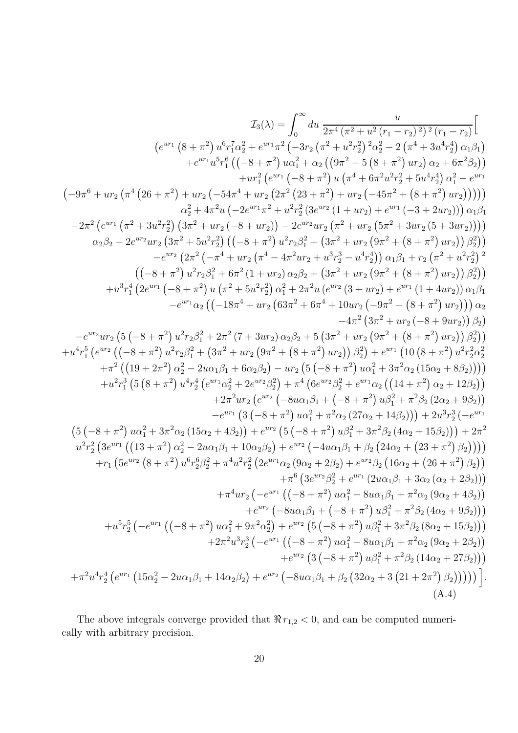$$
\begin{aligned}
\mathcal{I}_3(\lambda) = \int_0^\infty du\, \frac{u}{2\pi^4\left(\pi^2+u^2\left(r_1-r_2\right)^2\right)^2\left(r_1-r_2\right)}\Big[ \\
\left(e^{ur_1}\left(8+\pi^2\right)u^6r_1^7\alpha_2^2+e^{ur_1}\pi^2\left(-3r_2\left(\pi^2+u^2r_2^2\right)^2\alpha_2^2-2\left(\pi^4+3u^4r_2^4\right)\alpha_1\beta_1\right)\right. \\
+e^{ur_1}u^5r_1^6\left(\left(-8+\pi^2\right)u\alpha_1^2+\alpha_2\left(\left(9\pi^2-5\left(8+\pi^2\right)ur_2\right)\alpha_2+6\pi^2\beta_2\right)\right) \\
+ur_1^2\left(e^{ur_1}\left(-8+\pi^2\right)u\left(\pi^4+6\pi^2u^2r_2^2+5u^4r_2^4\right)\alpha_1^2-e^{ur_1}\right. \\
\left(-9\pi^6+ur_2\left(\pi^4\left(26+\pi^2\right)+ur_2\left(-54\pi^4+ur_2\left(2\pi^2\left(23+\pi^2\right)+ur_2\left(-45\pi^2+\left(8+\pi^2\right)ur_2\right)\right)\right)\right)\right) \\
\alpha_2^2+4\pi^2u\left(-2e^{ur_1}\pi^2+u^2r_2^2\left(3e^{ur_2}\left(1+ur_2\right)+e^{ur_1}\left(-3+2ur_2\right)\right)\right)\alpha_1\beta_1 \\
+2\pi^2\left(e^{ur_1}\left(\pi^2+3u^2r_2^2\right)\left(3\pi^2+ur_2\left(-8+ur_2\right)\right)-2e^{ur_2}ur_2\left(\pi^2+ur_2\left(5\pi^2+3ur_2\left(5+3ur_2\right)\right)\right)\right) \\
\alpha_2\beta_2-2e^{ur_2}ur_2\left(3\pi^2+5u^2r_2^2\right)\left(\left(-8+\pi^2\right)u^2r_2\beta_1^2+\left(3\pi^2+ur_2\left(9\pi^2+\left(8+\pi^2\right)ur_2\right)\right)\beta_2^2\right) \\
-e^{ur_2}\left(2\pi^2\left(-\pi^4+ur_2\left(\pi^4-4\pi^2ur_2+u^3r_2^3-u^4r_2^4\right)\right)\alpha_1\beta_1+r_2\left(\pi^2+u^2r_2^2\right)^2\right. \\
\left.\left.\left(\left(-8+\pi^2\right)u^2r_2\beta_1^2+6\pi^2\left(1+ur_2\right)\alpha_2\beta_2+\left(3\pi^2+ur_2\left(9\pi^2+\left(8+\pi^2\right)ur_2\right)\right)\beta_2^2\right)\right)\right) \\
+u^3r_1^4\left(2e^{ur_1}\left(-8+\pi^2\right)u\left(\pi^2+5u^2r_2^2\right)\alpha_1^2+2\pi^2u\left(e^{ur_2}\left(3+ur_2\right)+e^{ur_1}\left(1+4ur_2\right)\right)\alpha_1\beta_1\right. \\
-e^{ur_1}\alpha_2\left(\left(-18\pi^4+ur_2\left(63\pi^2+6\pi^4+10ur_2\left(-9\pi^2+\left(8+\pi^2\right)ur_2\right)\right)\right)\alpha_2\right. \\
\left.-4\pi^2\left(3\pi^2+ur_2\left(-8+9ur_2\right)\right)\beta_2\right) \\
\left.-e^{ur_2}ur_2\left(5\left(-8+\pi^2\right)u^2r_2\beta_1^2+2\pi^2\left(7+3ur_2\right)\alpha_2\beta_2+5\left(3\pi^2+ur_2\left(9\pi^2+\left(8+\pi^2\right)ur_2\right)\right)\beta_2^2\right)\right) \\
+u^4r_1^5\left(e^{ur_2}\left(\left(-8+\pi^2\right)u^2r_2\beta_1^2+\left(3\pi^2+ur_2\left(9\pi^2+\left(8+\pi^2\right)ur_2\right)\right)\beta_2^2\right)+e^{ur_1}\left(10\left(8+\pi^2\right)u^2r_2^2\alpha_2^2\right.\right. \\
\left.\left.+\pi^2\left(\left(19+2\pi^2\right)\alpha_2^2-2u\alpha_1\beta_1+6\alpha_2\beta_2\right)-ur_2\left(5\left(-8+\pi^2\right)u\alpha_1^2+3\pi^2\alpha_2\left(15\alpha_2+8\beta_2\right)\right)\right)\right) \\
+u^2r_1^3\left(5\left(8+\pi^2\right)u^4r_2^4\left(e^{ur_1}\alpha_2^2+2e^{ur_2}\beta_2^2\right)+\pi^4\left(6e^{ur_2}\beta_2^2+e^{ur_1}\alpha_2\left(\left(14+\pi^2\right)\alpha_2+12\beta_2\right)\right)\right. \\
+2\pi^2ur_2\left(e^{ur_2}\left(-8u\alpha_1\beta_1+\left(-8+\pi^2\right)u\beta_1^2+\pi^2\beta_2\left(2\alpha_2+9\beta_2\right)\right)\right. \\
\left.-e^{ur_1}\left(3\left(-8+\pi^2\right)u\alpha_1^2+\pi^2\alpha_2\left(27\alpha_2+14\beta_2\right)\right)\right)+2u^3r_2^3\left(-e^{ur_1}\right. \\
\left.\left(5\left(-8+\pi^2\right)u\alpha_1^2+3\pi^2\alpha_2\left(15\alpha_2+4\beta_2\right)\right)+e^{ur_2}\left(5\left(-8+\pi^2\right)u\beta_1^2+3\pi^2\beta_2\left(4\alpha_2+15\beta_2\right)\right)\right)+2\pi^2 \\
\left.u^2r_2^2\left(3e^{ur_1}\left(\left(13+\pi^2\right)\alpha_2^2-2u\alpha_1\beta_1+10\alpha_2\beta_2\right)+e^{ur_2}\left(-4u\alpha_1\beta_1+\beta_2\left(24\alpha_2+\left(23+\pi^2\right)\beta_2\right)\right)\right)\right) \\
+r_1\left(5e^{ur_2}\left(8+\pi^2\right)u^6r_2^6\beta_2^2+\pi^4u^2r_2^2\left(2e^{ur_1}\alpha_2\left(9\alpha_2+2\beta_2\right)+e^{ur_2}\beta_2\left(16\alpha_2+\left(26+\pi^2\right)\beta_2\right)\right)\right. \\
+\pi^6\left(3e^{ur_2}\beta_2^2+e^{ur_1}\left(2u\alpha_1\beta_1+3\alpha_2\left(\alpha_2+2\beta_2\right)\right)\right) \\
+\pi^4ur_2\left(-e^{ur_1}\left(\left(-8+\pi^2\right)u\alpha_1^2-8u\alpha_1\beta_1+\pi^2\alpha_2\left(9\alpha_2+4\beta_2\right)\right)\right. \\
\left.+e^{ur_2}\left(-8u\alpha_1\beta_1+\left(-8+\pi^2\right)u\beta_1^2+\pi^2\beta_2\left(4\alpha_2+9\beta_2\right)\right)\right) \\
+u^5r_2^5\left(-e^{ur_1}\left(\left(-8+\pi^2\right)u\alpha_1^2+9\pi^2\alpha_2^2\right)+e^{ur_2}\left(5\left(-8+\pi^2\right)u\beta_1^2+3\pi^2\beta_2\left(8\alpha_2+15\beta_2\right)\right)\right) \\
+2\pi^2u^3r_2^3\left(-e^{ur_1}\left(\left(-8+\pi^2\right)u\alpha_1^2-8u\alpha_1\beta_1+\pi^2\alpha_2\left(9\alpha_2+2\beta_2\right)\right)\right. \\
\left.+e^{ur_2}\left(3\left(-8+\pi^2\right)u\beta_1^2+\pi^2\beta_2\left(14\alpha_2+27\beta_2\right)\right)\right) \\
\left.\left.+\pi^2u^4r_2^4\left(e^{ur_1}\left(15\alpha_2^2-2u\alpha_1\beta_1+14\alpha_2\beta_2\right)+e^{ur_2}\left(-8u\alpha_1\beta_1+\beta_2\left(32\alpha_2+3\left(21+2\pi^2\right)\beta_2\right)\right)\right)\right)\right)\Big].
\end{aligned}
\tag{A.4}
$$

The above integrals converge provided that $\Re\, r_{1,2} < 0$, and can be computed numerically with arbitrary precision.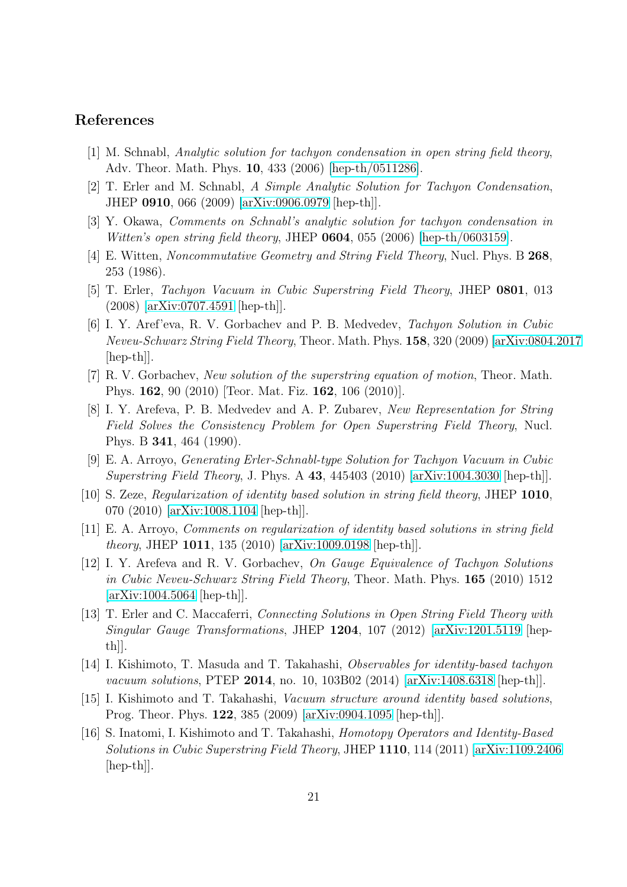## References

[1] M. Schnabl, *Analytic solution for tachyon condensation in open string field theory*, Adv. Theor. Math. Phys. **10**, 433 (2006) [hep-th/0511286].

[2] T. Erler and M. Schnabl, *A Simple Analytic Solution for Tachyon Condensation*, JHEP **0910**, 066 (2009) [arXiv:0906.0979 [hep-th]].

[3] Y. Okawa, *Comments on Schnabl's analytic solution for tachyon condensation in Witten's open string field theory*, JHEP **0604**, 055 (2006) [hep-th/0603159].

[4] E. Witten, *Noncommutative Geometry and String Field Theory*, Nucl. Phys. B **268**, 253 (1986).

[5] T. Erler, *Tachyon Vacuum in Cubic Superstring Field Theory*, JHEP **0801**, 013 (2008) [arXiv:0707.4591 [hep-th]].

[6] I. Y. Aref'eva, R. V. Gorbachev and P. B. Medvedev, *Tachyon Solution in Cubic Neveu-Schwarz String Field Theory*, Theor. Math. Phys. **158**, 320 (2009) [arXiv:0804.2017 [hep-th]].

[7] R. V. Gorbachev, *New solution of the superstring equation of motion*, Theor. Math. Phys. **162**, 90 (2010) [Teor. Mat. Fiz. **162**, 106 (2010)].

[8] I. Y. Arefeva, P. B. Medvedev and A. P. Zubarev, *New Representation for String Field Solves the Consistency Problem for Open Superstring Field Theory*, Nucl. Phys. B **341**, 464 (1990).

[9] E. A. Arroyo, *Generating Erler-Schnabl-type Solution for Tachyon Vacuum in Cubic Superstring Field Theory*, J. Phys. A **43**, 445403 (2010) [arXiv:1004.3030 [hep-th]].

[10] S. Zeze, *Regularization of identity based solution in string field theory*, JHEP **1010**, 070 (2010) [arXiv:1008.1104 [hep-th]].

[11] E. A. Arroyo, *Comments on regularization of identity based solutions in string field theory*, JHEP **1011**, 135 (2010) [arXiv:1009.0198 [hep-th]].

[12] I. Y. Arefeva and R. V. Gorbachev, *On Gauge Equivalence of Tachyon Solutions in Cubic Neveu-Schwarz String Field Theory*, Theor. Math. Phys. **165** (2010) 1512 [arXiv:1004.5064 [hep-th]].

[13] T. Erler and C. Maccaferri, *Connecting Solutions in Open String Field Theory with Singular Gauge Transformations*, JHEP **1204**, 107 (2012) [arXiv:1201.5119 [hep-th]].

[14] I. Kishimoto, T. Masuda and T. Takahashi, *Observables for identity-based tachyon vacuum solutions*, PTEP **2014**, no. 10, 103B02 (2014) [arXiv:1408.6318 [hep-th]].

[15] I. Kishimoto and T. Takahashi, *Vacuum structure around identity based solutions*, Prog. Theor. Phys. **122**, 385 (2009) [arXiv:0904.1095 [hep-th]].

[16] S. Inatomi, I. Kishimoto and T. Takahashi, *Homotopy Operators and Identity-Based Solutions in Cubic Superstring Field Theory*, JHEP **1110**, 114 (2011) [arXiv:1109.2406 [hep-th]].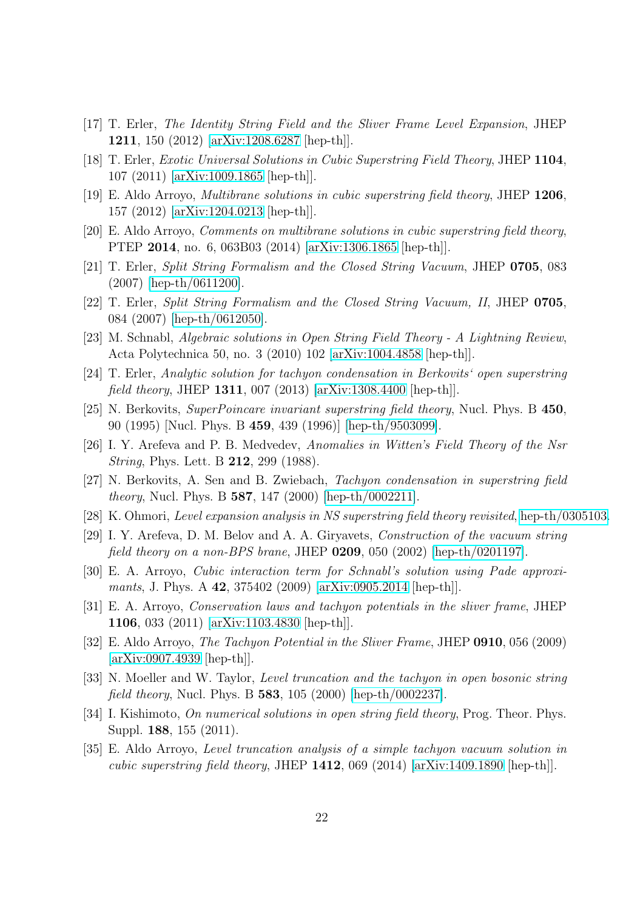[17] T. Erler, *The Identity String Field and the Sliver Frame Level Expansion*, JHEP **1211**, 150 (2012) [arXiv:1208.6287 [hep-th]].

[18] T. Erler, *Exotic Universal Solutions in Cubic Superstring Field Theory*, JHEP **1104**, 107 (2011) [arXiv:1009.1865 [hep-th]].

[19] E. Aldo Arroyo, *Multibrane solutions in cubic superstring field theory*, JHEP **1206**, 157 (2012) [arXiv:1204.0213 [hep-th]].

[20] E. Aldo Arroyo, *Comments on multibrane solutions in cubic superstring field theory*, PTEP **2014**, no. 6, 063B03 (2014) [arXiv:1306.1865 [hep-th]].

[21] T. Erler, *Split String Formalism and the Closed String Vacuum*, JHEP **0705**, 083 (2007) [hep-th/0611200].

[22] T. Erler, *Split String Formalism and the Closed String Vacuum, II*, JHEP **0705**, 084 (2007) [hep-th/0612050].

[23] M. Schnabl, *Algebraic solutions in Open String Field Theory - A Lightning Review*, Acta Polytechnica 50, no. 3 (2010) 102 [arXiv:1004.4858 [hep-th]].

[24] T. Erler, *Analytic solution for tachyon condensation in Berkovits' open superstring field theory*, JHEP **1311**, 007 (2013) [arXiv:1308.4400 [hep-th]].

[25] N. Berkovits, *SuperPoincare invariant superstring field theory*, Nucl. Phys. B **450**, 90 (1995) [Nucl. Phys. B **459**, 439 (1996)] [hep-th/9503099].

[26] I. Y. Arefeva and P. B. Medvedev, *Anomalies in Witten's Field Theory of the Nsr String*, Phys. Lett. B **212**, 299 (1988).

[27] N. Berkovits, A. Sen and B. Zwiebach, *Tachyon condensation in superstring field theory*, Nucl. Phys. B **587**, 147 (2000) [hep-th/0002211].

[28] K. Ohmori, *Level expansion analysis in NS superstring field theory revisited*, hep-th/0305103.

[29] I. Y. Arefeva, D. M. Belov and A. A. Giryavets, *Construction of the vacuum string field theory on a non-BPS brane*, JHEP **0209**, 050 (2002) [hep-th/0201197].

[30] E. A. Arroyo, *Cubic interaction term for Schnabl's solution using Pade approximants*, J. Phys. A **42**, 375402 (2009) [arXiv:0905.2014 [hep-th]].

[31] E. A. Arroyo, *Conservation laws and tachyon potentials in the sliver frame*, JHEP **1106**, 033 (2011) [arXiv:1103.4830 [hep-th]].

[32] E. Aldo Arroyo, *The Tachyon Potential in the Sliver Frame*, JHEP **0910**, 056 (2009) [arXiv:0907.4939 [hep-th]].

[33] N. Moeller and W. Taylor, *Level truncation and the tachyon in open bosonic string field theory*, Nucl. Phys. B **583**, 105 (2000) [hep-th/0002237].

[34] I. Kishimoto, *On numerical solutions in open string field theory*, Prog. Theor. Phys. Suppl. **188**, 155 (2011).

[35] E. Aldo Arroyo, *Level truncation analysis of a simple tachyon vacuum solution in cubic superstring field theory*, JHEP **1412**, 069 (2014) [arXiv:1409.1890 [hep-th]].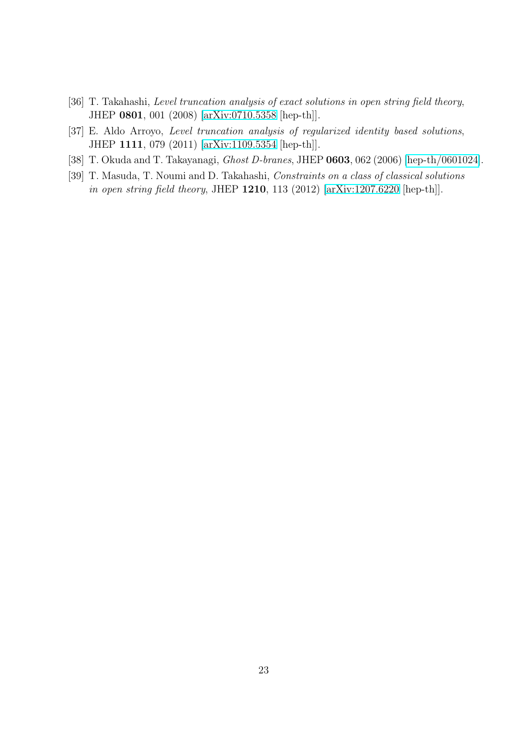[36] T. Takahashi, *Level truncation analysis of exact solutions in open string field theory*, JHEP **0801**, 001 (2008) [arXiv:0710.5358 [hep-th]].

[37] E. Aldo Arroyo, *Level truncation analysis of regularized identity based solutions*, JHEP **1111**, 079 (2011) [arXiv:1109.5354 [hep-th]].

[38] T. Okuda and T. Takayanagi, *Ghost D-branes*, JHEP **0603**, 062 (2006) [hep-th/0601024].

[39] T. Masuda, T. Noumi and D. Takahashi, *Constraints on a class of classical solutions in open string field theory*, JHEP **1210**, 113 (2012) [arXiv:1207.6220 [hep-th]].